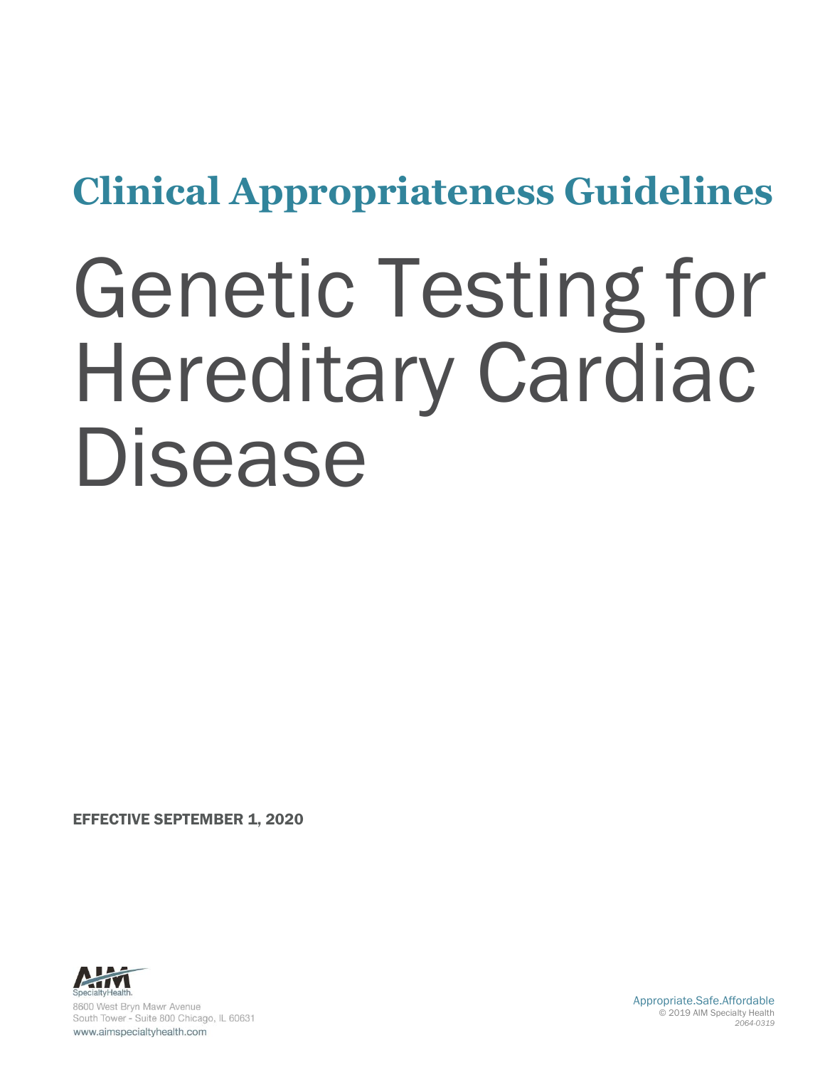**Clinical Appropriateness Guidelines**

# Genetic Testing for Hereditary Cardiac Disease

**EFFECTIVE SEPTEMBER 1, 2020**

AIM SpecialtyHealth

8600 West Bryn Mawr Avenue
South Tower - Suite 800 Chicago, IL 60631
www.aimspecialtyhealth.com

Appropriate.Safe.Affordable
© 2019 AIM Specialty Health
*2064-0319*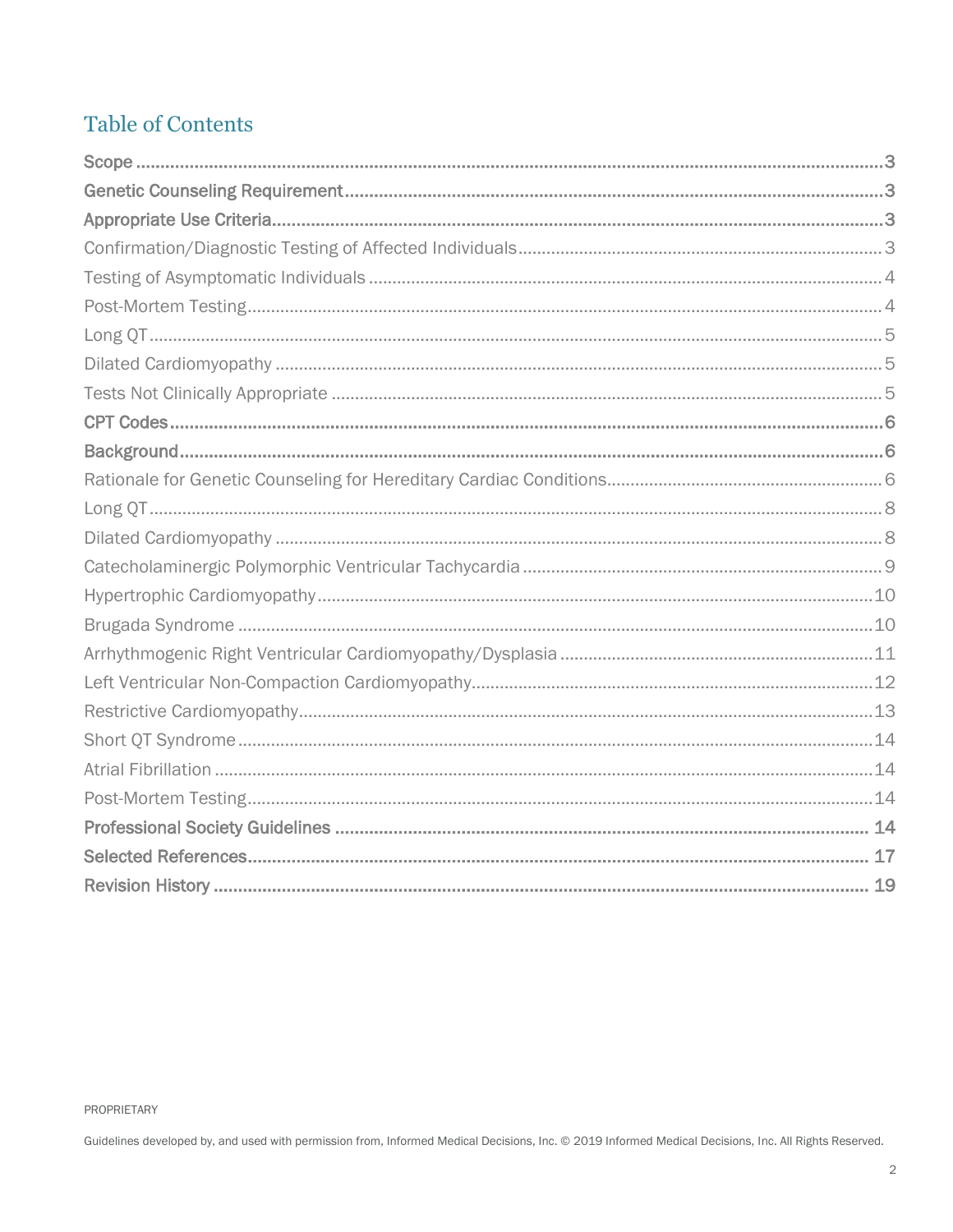# Table of Contents

**Scope** ...... 3
**Genetic Counseling Requirement** ...... 3
**Appropriate Use Criteria** ...... 3
- Confirmation/Diagnostic Testing of Affected Individuals ...... 3
- Testing of Asymptomatic Individuals ...... 4
- Post-Mortem Testing ...... 4
- Long QT ...... 5
- Dilated Cardiomyopathy ...... 5
- Tests Not Clinically Appropriate ...... 5

**CPT Codes** ...... 6
**Background** ...... 6
- Rationale for Genetic Counseling for Hereditary Cardiac Conditions ...... 6
- Long QT ...... 8
- Dilated Cardiomyopathy ...... 8
- Catecholaminergic Polymorphic Ventricular Tachycardia ...... 9
- Hypertrophic Cardiomyopathy ...... 10
- Brugada Syndrome ...... 10
- Arrhythmogenic Right Ventricular Cardiomyopathy/Dysplasia ...... 11
- Left Ventricular Non-Compaction Cardiomyopathy ...... 12
- Restrictive Cardiomyopathy ...... 13
- Short QT Syndrome ...... 14
- Atrial Fibrillation ...... 14
- Post-Mortem Testing ...... 14

**Professional Society Guidelines** ...... 14
**Selected References** ...... 17
**Revision History** ...... 19

PROPRIETARY

Guidelines developed by, and used with permission from, Informed Medical Decisions, Inc. © 2019 Informed Medical Decisions, Inc. All Rights Reserved.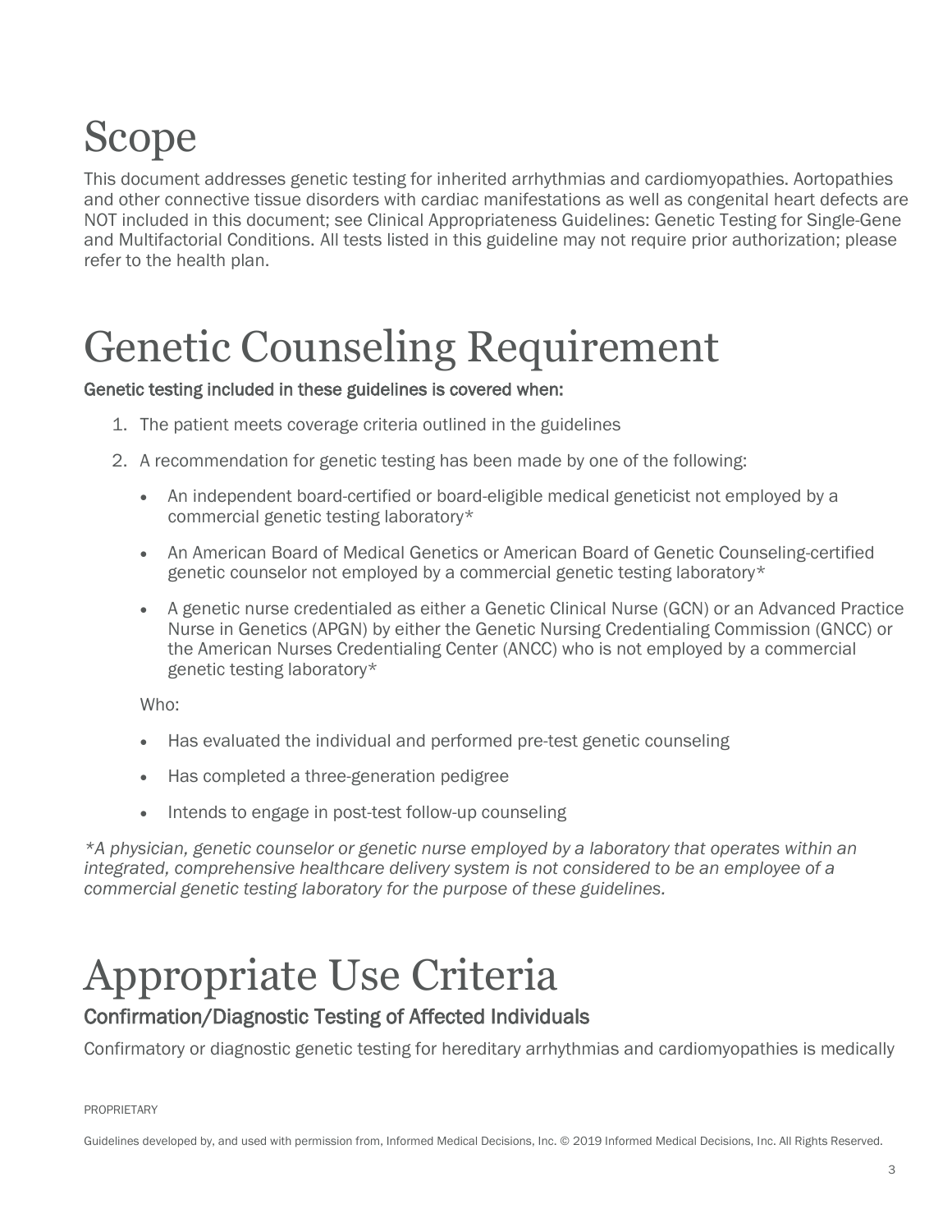# Scope

This document addresses genetic testing for inherited arrhythmias and cardiomyopathies. Aortopathies and other connective tissue disorders with cardiac manifestations as well as congenital heart defects are NOT included in this document; see Clinical Appropriateness Guidelines: Genetic Testing for Single-Gene and Multifactorial Conditions. All tests listed in this guideline may not require prior authorization; please refer to the health plan.

# Genetic Counseling Requirement

**Genetic testing included in these guidelines is covered when:**

1. The patient meets coverage criteria outlined in the guidelines
2. A recommendation for genetic testing has been made by one of the following:
   - An independent board-certified or board-eligible medical geneticist not employed by a commercial genetic testing laboratory*
   - An American Board of Medical Genetics or American Board of Genetic Counseling-certified genetic counselor not employed by a commercial genetic testing laboratory*
   - A genetic nurse credentialed as either a Genetic Clinical Nurse (GCN) or an Advanced Practice Nurse in Genetics (APGN) by either the Genetic Nursing Credentialing Commission (GNCC) or the American Nurses Credentialing Center (ANCC) who is not employed by a commercial genetic testing laboratory*

   Who:

   - Has evaluated the individual and performed pre-test genetic counseling
   - Has completed a three-generation pedigree
   - Intends to engage in post-test follow-up counseling

*\*A physician, genetic counselor or genetic nurse employed by a laboratory that operates within an integrated, comprehensive healthcare delivery system is not considered to be an employee of a commercial genetic testing laboratory for the purpose of these guidelines.*

# Appropriate Use Criteria

## Confirmation/Diagnostic Testing of Affected Individuals

Confirmatory or diagnostic genetic testing for hereditary arrhythmias and cardiomyopathies is medically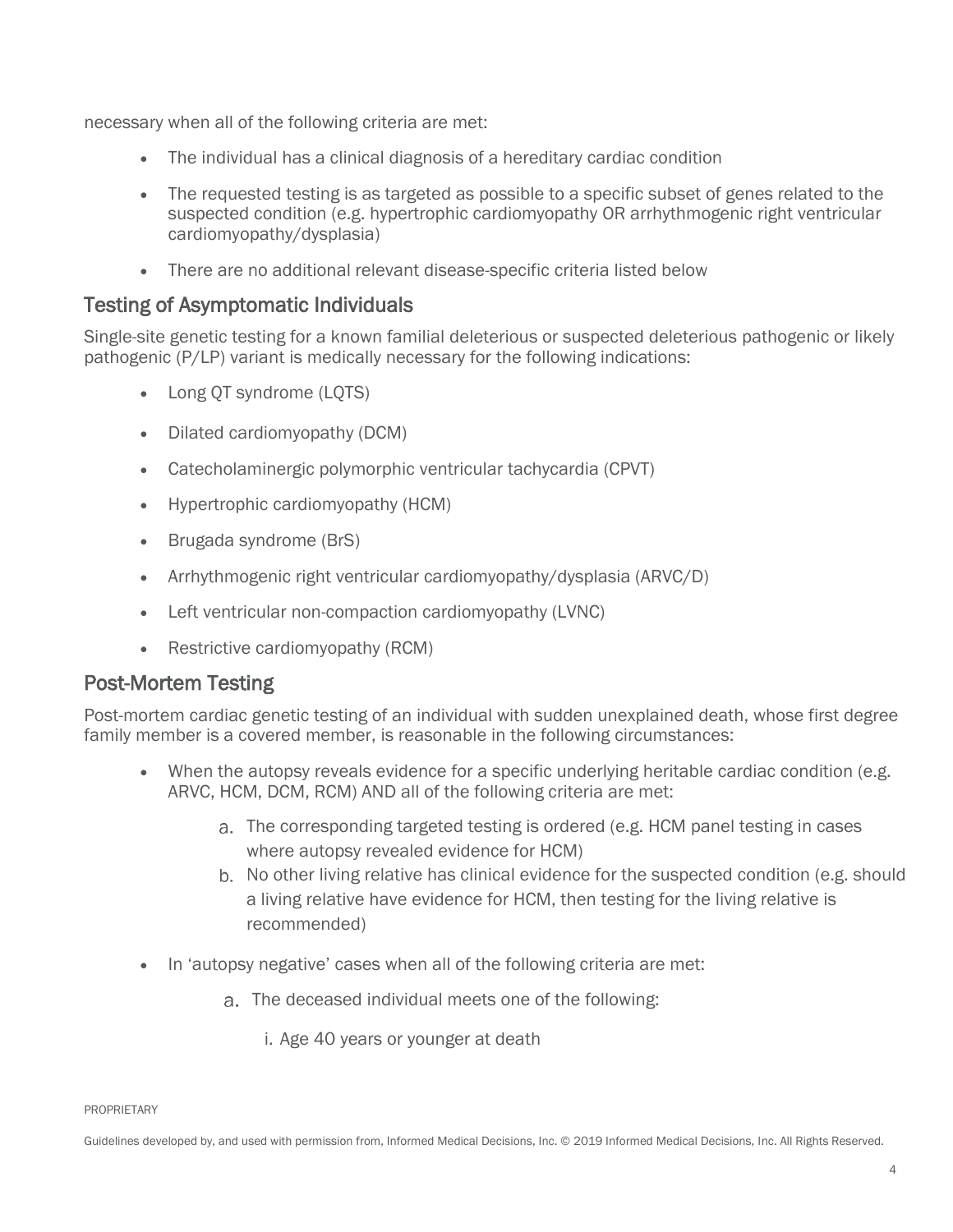necessary when all of the following criteria are met:

- The individual has a clinical diagnosis of a hereditary cardiac condition
- The requested testing is as targeted as possible to a specific subset of genes related to the suspected condition (e.g. hypertrophic cardiomyopathy OR arrhythmogenic right ventricular cardiomyopathy/dysplasia)
- There are no additional relevant disease-specific criteria listed below

## Testing of Asymptomatic Individuals

Single-site genetic testing for a known familial deleterious or suspected deleterious pathogenic or likely pathogenic (P/LP) variant is medically necessary for the following indications:

- Long QT syndrome (LQTS)
- Dilated cardiomyopathy (DCM)
- Catecholaminergic polymorphic ventricular tachycardia (CPVT)
- Hypertrophic cardiomyopathy (HCM)
- Brugada syndrome (BrS)
- Arrhythmogenic right ventricular cardiomyopathy/dysplasia (ARVC/D)
- Left ventricular non-compaction cardiomyopathy (LVNC)
- Restrictive cardiomyopathy (RCM)

## Post-Mortem Testing

Post-mortem cardiac genetic testing of an individual with sudden unexplained death, whose first degree family member is a covered member, is reasonable in the following circumstances:

- When the autopsy reveals evidence for a specific underlying heritable cardiac condition (e.g. ARVC, HCM, DCM, RCM) AND all of the following criteria are met:
    a. The corresponding targeted testing is ordered (e.g. HCM panel testing in cases where autopsy revealed evidence for HCM)
    b. No other living relative has clinical evidence for the suspected condition (e.g. should a living relative have evidence for HCM, then testing for the living relative is recommended)
- In 'autopsy negative' cases when all of the following criteria are met:
    a. The deceased individual meets one of the following:
        i. Age 40 years or younger at death

PROPRIETARY

Guidelines developed by, and used with permission from, Informed Medical Decisions, Inc. © 2019 Informed Medical Decisions, Inc. All Rights Reserved.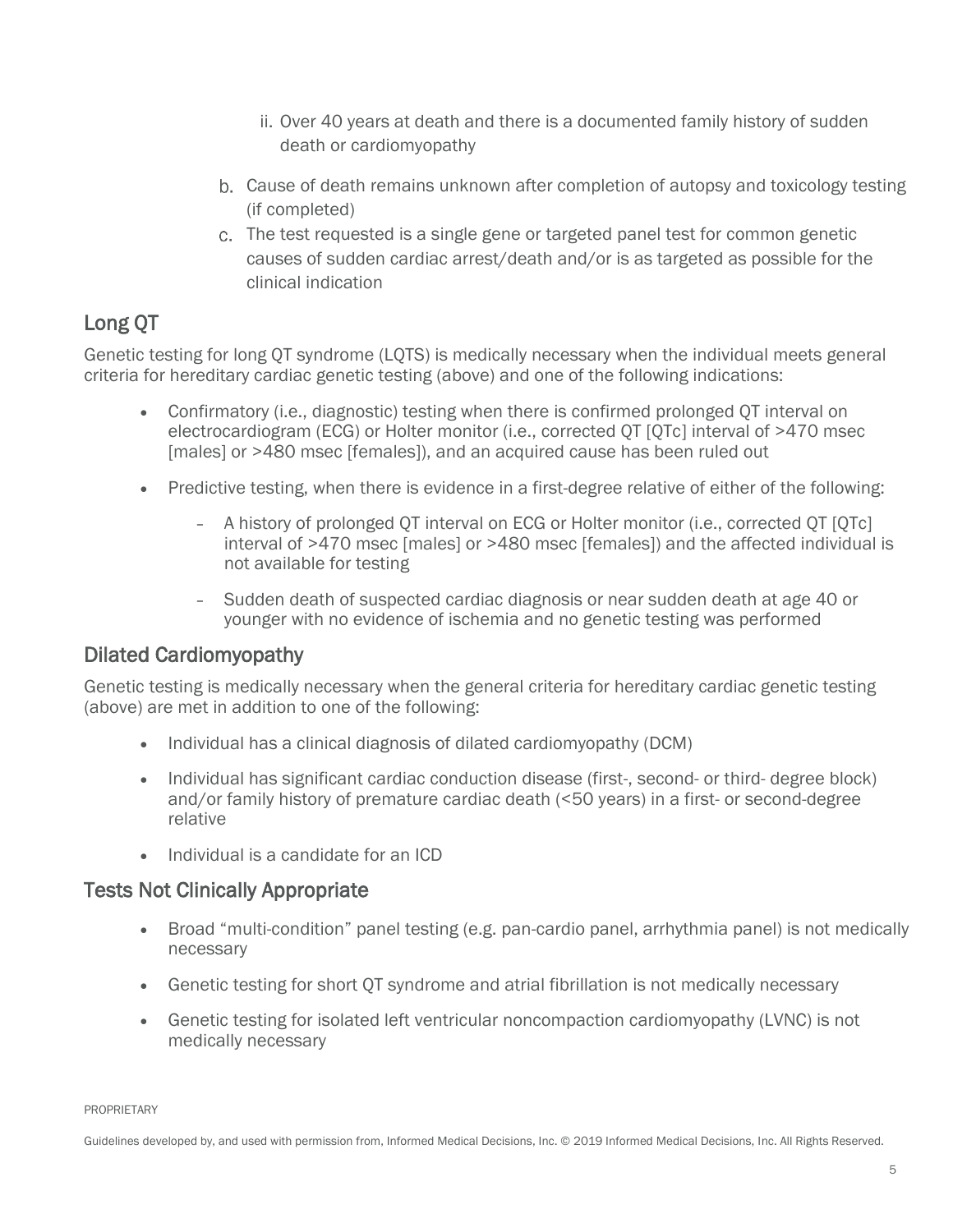ii. Over 40 years at death and there is a documented family history of sudden death or cardiomyopathy

  b. Cause of death remains unknown after completion of autopsy and toxicology testing (if completed)
  c. The test requested is a single gene or targeted panel test for common genetic causes of sudden cardiac arrest/death and/or is as targeted as possible for the clinical indication

## Long QT

Genetic testing for long QT syndrome (LQTS) is medically necessary when the individual meets general criteria for hereditary cardiac genetic testing (above) and one of the following indications:

- Confirmatory (i.e., diagnostic) testing when there is confirmed prolonged QT interval on electrocardiogram (ECG) or Holter monitor (i.e., corrected QT [QTc] interval of >470 msec [males] or >480 msec [females]), and an acquired cause has been ruled out
- Predictive testing, when there is evidence in a first-degree relative of either of the following:
  - A history of prolonged QT interval on ECG or Holter monitor (i.e., corrected QT [QTc] interval of >470 msec [males] or >480 msec [females]) and the affected individual is not available for testing
  - Sudden death of suspected cardiac diagnosis or near sudden death at age 40 or younger with no evidence of ischemia and no genetic testing was performed

## Dilated Cardiomyopathy

Genetic testing is medically necessary when the general criteria for hereditary cardiac genetic testing (above) are met in addition to one of the following:

- Individual has a clinical diagnosis of dilated cardiomyopathy (DCM)
- Individual has significant cardiac conduction disease (first-, second- or third- degree block) and/or family history of premature cardiac death (<50 years) in a first- or second-degree relative
- Individual is a candidate for an ICD

## Tests Not Clinically Appropriate

- Broad "multi-condition" panel testing (e.g. pan-cardio panel, arrhythmia panel) is not medically necessary
- Genetic testing for short QT syndrome and atrial fibrillation is not medically necessary
- Genetic testing for isolated left ventricular noncompaction cardiomyopathy (LVNC) is not medically necessary

PROPRIETARY

Guidelines developed by, and used with permission from, Informed Medical Decisions, Inc. © 2019 Informed Medical Decisions, Inc. All Rights Reserved.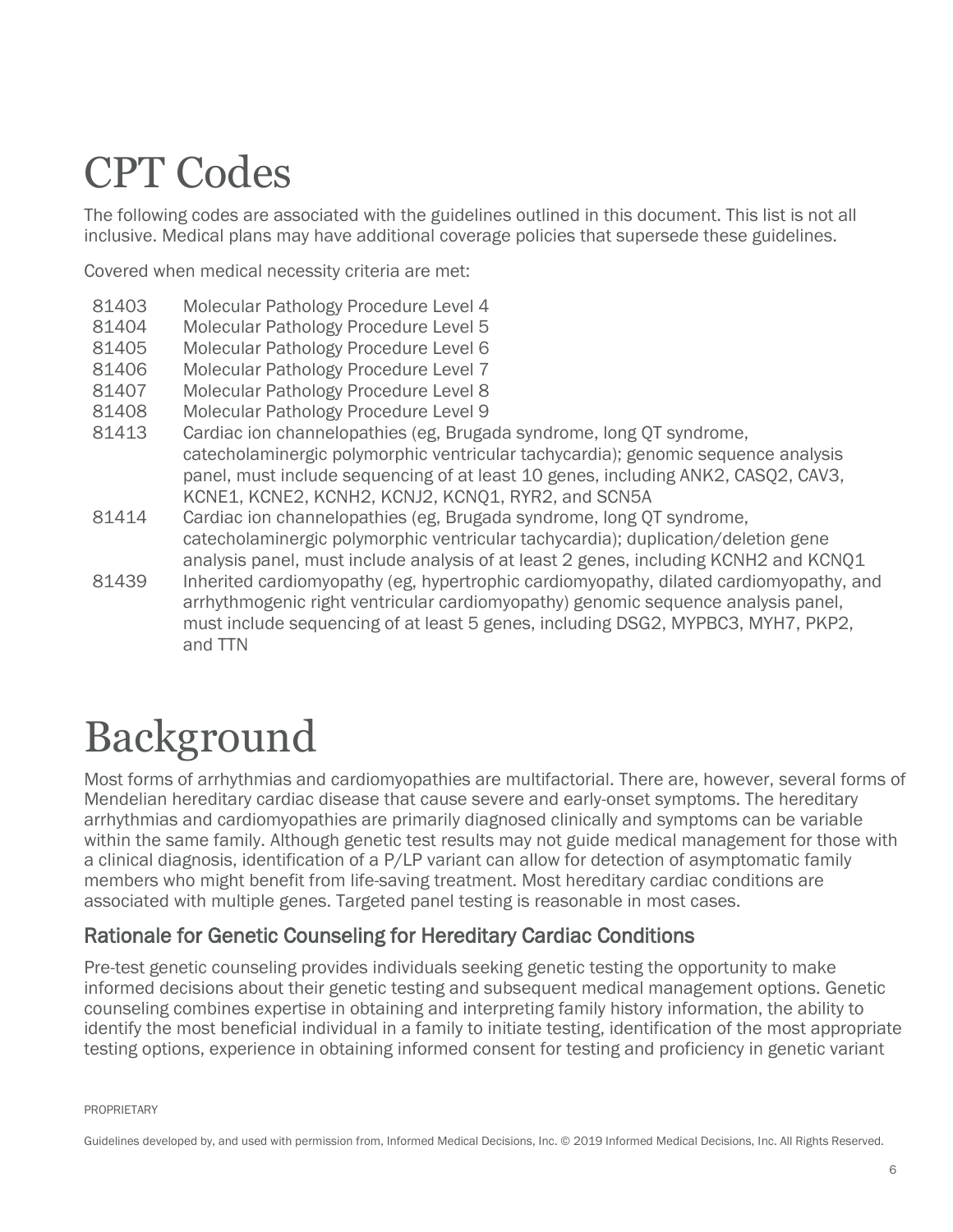# CPT Codes

The following codes are associated with the guidelines outlined in this document. This list is not all inclusive. Medical plans may have additional coverage policies that supersede these guidelines.

Covered when medical necessity criteria are met:

| | |
|---|---|
| 81403 | Molecular Pathology Procedure Level 4 |
| 81404 | Molecular Pathology Procedure Level 5 |
| 81405 | Molecular Pathology Procedure Level 6 |
| 81406 | Molecular Pathology Procedure Level 7 |
| 81407 | Molecular Pathology Procedure Level 8 |
| 81408 | Molecular Pathology Procedure Level 9 |
| 81413 | Cardiac ion channelopathies (eg, Brugada syndrome, long QT syndrome, catecholaminergic polymorphic ventricular tachycardia); genomic sequence analysis panel, must include sequencing of at least 10 genes, including ANK2, CASQ2, CAV3, KCNE1, KCNE2, KCNH2, KCNJ2, KCNQ1, RYR2, and SCN5A |
| 81414 | Cardiac ion channelopathies (eg, Brugada syndrome, long QT syndrome, catecholaminergic polymorphic ventricular tachycardia); duplication/deletion gene analysis panel, must include analysis of at least 2 genes, including KCNH2 and KCNQ1 |
| 81439 | Inherited cardiomyopathy (eg, hypertrophic cardiomyopathy, dilated cardiomyopathy, and arrhythmogenic right ventricular cardiomyopathy) genomic sequence analysis panel, must include sequencing of at least 5 genes, including DSG2, MYPBC3, MYH7, PKP2, and TTN |

# Background

Most forms of arrhythmias and cardiomyopathies are multifactorial. There are, however, several forms of Mendelian hereditary cardiac disease that cause severe and early-onset symptoms. The hereditary arrhythmias and cardiomyopathies are primarily diagnosed clinically and symptoms can be variable within the same family. Although genetic test results may not guide medical management for those with a clinical diagnosis, identification of a P/LP variant can allow for detection of asymptomatic family members who might benefit from life-saving treatment. Most hereditary cardiac conditions are associated with multiple genes. Targeted panel testing is reasonable in most cases.

## Rationale for Genetic Counseling for Hereditary Cardiac Conditions

Pre-test genetic counseling provides individuals seeking genetic testing the opportunity to make informed decisions about their genetic testing and subsequent medical management options. Genetic counseling combines expertise in obtaining and interpreting family history information, the ability to identify the most beneficial individual in a family to initiate testing, identification of the most appropriate testing options, experience in obtaining informed consent for testing and proficiency in genetic variant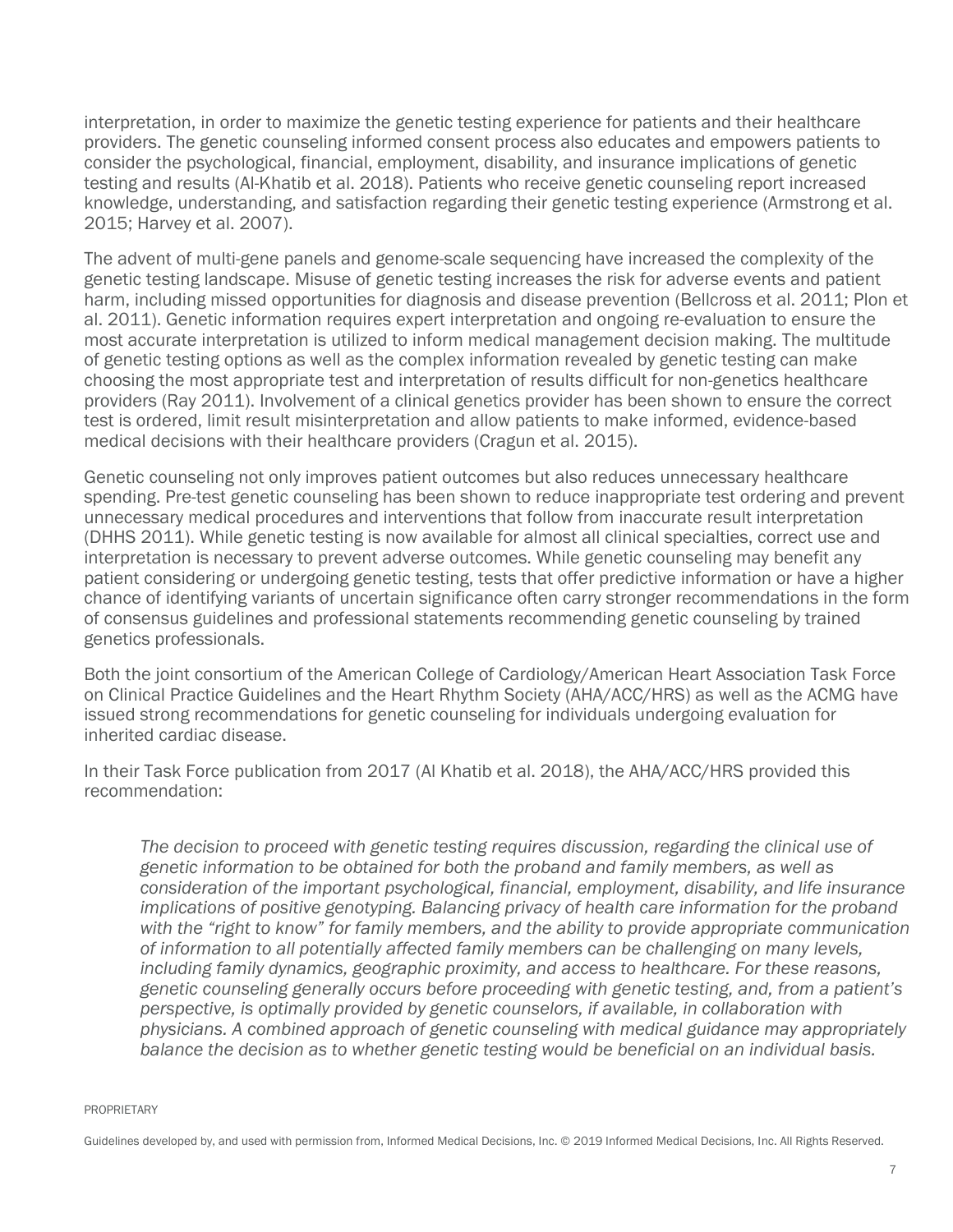interpretation, in order to maximize the genetic testing experience for patients and their healthcare providers. The genetic counseling informed consent process also educates and empowers patients to consider the psychological, financial, employment, disability, and insurance implications of genetic testing and results (Al-Khatib et al. 2018). Patients who receive genetic counseling report increased knowledge, understanding, and satisfaction regarding their genetic testing experience (Armstrong et al. 2015; Harvey et al. 2007).

The advent of multi-gene panels and genome-scale sequencing have increased the complexity of the genetic testing landscape. Misuse of genetic testing increases the risk for adverse events and patient harm, including missed opportunities for diagnosis and disease prevention (Bellcross et al. 2011; Plon et al. 2011). Genetic information requires expert interpretation and ongoing re-evaluation to ensure the most accurate interpretation is utilized to inform medical management decision making. The multitude of genetic testing options as well as the complex information revealed by genetic testing can make choosing the most appropriate test and interpretation of results difficult for non-genetics healthcare providers (Ray 2011). Involvement of a clinical genetics provider has been shown to ensure the correct test is ordered, limit result misinterpretation and allow patients to make informed, evidence-based medical decisions with their healthcare providers (Cragun et al. 2015).

Genetic counseling not only improves patient outcomes but also reduces unnecessary healthcare spending. Pre-test genetic counseling has been shown to reduce inappropriate test ordering and prevent unnecessary medical procedures and interventions that follow from inaccurate result interpretation (DHHS 2011). While genetic testing is now available for almost all clinical specialties, correct use and interpretation is necessary to prevent adverse outcomes. While genetic counseling may benefit any patient considering or undergoing genetic testing, tests that offer predictive information or have a higher chance of identifying variants of uncertain significance often carry stronger recommendations in the form of consensus guidelines and professional statements recommending genetic counseling by trained genetics professionals.

Both the joint consortium of the American College of Cardiology/American Heart Association Task Force on Clinical Practice Guidelines and the Heart Rhythm Society (AHA/ACC/HRS) as well as the ACMG have issued strong recommendations for genetic counseling for individuals undergoing evaluation for inherited cardiac disease.

In their Task Force publication from 2017 (Al Khatib et al. 2018), the AHA/ACC/HRS provided this recommendation:

> *The decision to proceed with genetic testing requires discussion, regarding the clinical use of genetic information to be obtained for both the proband and family members, as well as consideration of the important psychological, financial, employment, disability, and life insurance implications of positive genotyping. Balancing privacy of health care information for the proband with the "right to know" for family members, and the ability to provide appropriate communication of information to all potentially affected family members can be challenging on many levels, including family dynamics, geographic proximity, and access to healthcare. For these reasons, genetic counseling generally occurs before proceeding with genetic testing, and, from a patient's perspective, is optimally provided by genetic counselors, if available, in collaboration with physicians. A combined approach of genetic counseling with medical guidance may appropriately balance the decision as to whether genetic testing would be beneficial on an individual basis.*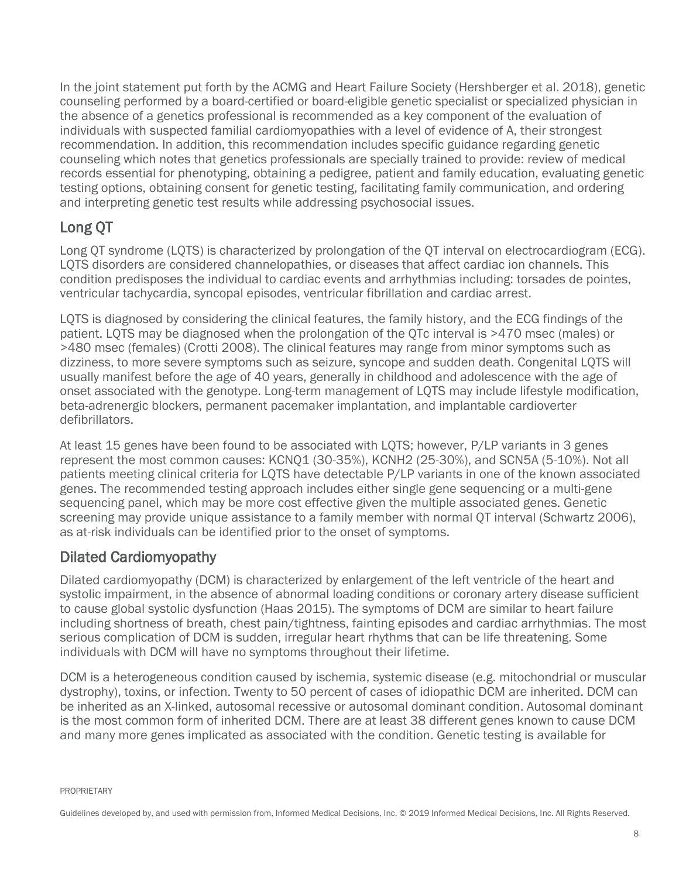In the joint statement put forth by the ACMG and Heart Failure Society (Hershberger et al. 2018), genetic counseling performed by a board-certified or board-eligible genetic specialist or specialized physician in the absence of a genetics professional is recommended as a key component of the evaluation of individuals with suspected familial cardiomyopathies with a level of evidence of A, their strongest recommendation. In addition, this recommendation includes specific guidance regarding genetic counseling which notes that genetics professionals are specially trained to provide: review of medical records essential for phenotyping, obtaining a pedigree, patient and family education, evaluating genetic testing options, obtaining consent for genetic testing, facilitating family communication, and ordering and interpreting genetic test results while addressing psychosocial issues.

## Long QT

Long QT syndrome (LQTS) is characterized by prolongation of the QT interval on electrocardiogram (ECG). LQTS disorders are considered channelopathies, or diseases that affect cardiac ion channels. This condition predisposes the individual to cardiac events and arrhythmias including: torsades de pointes, ventricular tachycardia, syncopal episodes, ventricular fibrillation and cardiac arrest.

LQTS is diagnosed by considering the clinical features, the family history, and the ECG findings of the patient. LQTS may be diagnosed when the prolongation of the QTc interval is >470 msec (males) or >480 msec (females) (Crotti 2008). The clinical features may range from minor symptoms such as dizziness, to more severe symptoms such as seizure, syncope and sudden death. Congenital LQTS will usually manifest before the age of 40 years, generally in childhood and adolescence with the age of onset associated with the genotype. Long-term management of LQTS may include lifestyle modification, beta-adrenergic blockers, permanent pacemaker implantation, and implantable cardioverter defibrillators.

At least 15 genes have been found to be associated with LQTS; however, P/LP variants in 3 genes represent the most common causes: KCNQ1 (30-35%), KCNH2 (25-30%), and SCN5A (5-10%). Not all patients meeting clinical criteria for LQTS have detectable P/LP variants in one of the known associated genes. The recommended testing approach includes either single gene sequencing or a multi-gene sequencing panel, which may be more cost effective given the multiple associated genes. Genetic screening may provide unique assistance to a family member with normal QT interval (Schwartz 2006), as at-risk individuals can be identified prior to the onset of symptoms.

## Dilated Cardiomyopathy

Dilated cardiomyopathy (DCM) is characterized by enlargement of the left ventricle of the heart and systolic impairment, in the absence of abnormal loading conditions or coronary artery disease sufficient to cause global systolic dysfunction (Haas 2015). The symptoms of DCM are similar to heart failure including shortness of breath, chest pain/tightness, fainting episodes and cardiac arrhythmias. The most serious complication of DCM is sudden, irregular heart rhythms that can be life threatening. Some individuals with DCM will have no symptoms throughout their lifetime.

DCM is a heterogeneous condition caused by ischemia, systemic disease (e.g. mitochondrial or muscular dystrophy), toxins, or infection. Twenty to 50 percent of cases of idiopathic DCM are inherited. DCM can be inherited as an X-linked, autosomal recessive or autosomal dominant condition. Autosomal dominant is the most common form of inherited DCM. There are at least 38 different genes known to cause DCM and many more genes implicated as associated with the condition. Genetic testing is available for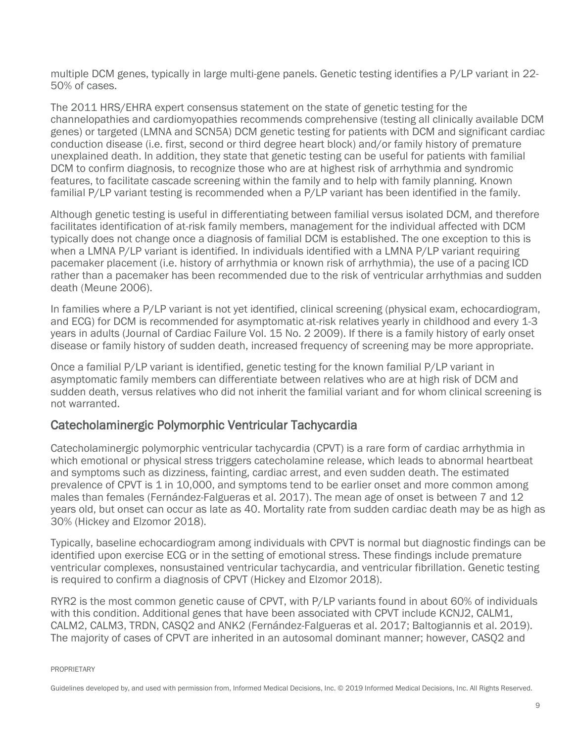multiple DCM genes, typically in large multi-gene panels. Genetic testing identifies a P/LP variant in 22-50% of cases.

The 2011 HRS/EHRA expert consensus statement on the state of genetic testing for the channelopathies and cardiomyopathies recommends comprehensive (testing all clinically available DCM genes) or targeted (LMNA and SCN5A) DCM genetic testing for patients with DCM and significant cardiac conduction disease (i.e. first, second or third degree heart block) and/or family history of premature unexplained death. In addition, they state that genetic testing can be useful for patients with familial DCM to confirm diagnosis, to recognize those who are at highest risk of arrhythmia and syndromic features, to facilitate cascade screening within the family and to help with family planning. Known familial P/LP variant testing is recommended when a P/LP variant has been identified in the family.

Although genetic testing is useful in differentiating between familial versus isolated DCM, and therefore facilitates identification of at-risk family members, management for the individual affected with DCM typically does not change once a diagnosis of familial DCM is established. The one exception to this is when a LMNA P/LP variant is identified. In individuals identified with a LMNA P/LP variant requiring pacemaker placement (i.e. history of arrhythmia or known risk of arrhythmia), the use of a pacing ICD rather than a pacemaker has been recommended due to the risk of ventricular arrhythmias and sudden death (Meune 2006).

In families where a P/LP variant is not yet identified, clinical screening (physical exam, echocardiogram, and ECG) for DCM is recommended for asymptomatic at-risk relatives yearly in childhood and every 1-3 years in adults (Journal of Cardiac Failure Vol. 15 No. 2 2009). If there is a family history of early onset disease or family history of sudden death, increased frequency of screening may be more appropriate.

Once a familial P/LP variant is identified, genetic testing for the known familial P/LP variant in asymptomatic family members can differentiate between relatives who are at high risk of DCM and sudden death, versus relatives who did not inherit the familial variant and for whom clinical screening is not warranted.

## Catecholaminergic Polymorphic Ventricular Tachycardia

Catecholaminergic polymorphic ventricular tachycardia (CPVT) is a rare form of cardiac arrhythmia in which emotional or physical stress triggers catecholamine release, which leads to abnormal heartbeat and symptoms such as dizziness, fainting, cardiac arrest, and even sudden death. The estimated prevalence of CPVT is 1 in 10,000, and symptoms tend to be earlier onset and more common among males than females (Fernández-Falgueras et al. 2017). The mean age of onset is between 7 and 12 years old, but onset can occur as late as 40. Mortality rate from sudden cardiac death may be as high as 30% (Hickey and Elzomor 2018).

Typically, baseline echocardiogram among individuals with CPVT is normal but diagnostic findings can be identified upon exercise ECG or in the setting of emotional stress. These findings include premature ventricular complexes, nonsustained ventricular tachycardia, and ventricular fibrillation. Genetic testing is required to confirm a diagnosis of CPVT (Hickey and Elzomor 2018).

RYR2 is the most common genetic cause of CPVT, with P/LP variants found in about 60% of individuals with this condition. Additional genes that have been associated with CPVT include KCNJ2, CALM1, CALM2, CALM3, TRDN, CASQ2 and ANK2 (Fernández-Falgueras et al. 2017; Baltogiannis et al. 2019). The majority of cases of CPVT are inherited in an autosomal dominant manner; however, CASQ2 and

PROPRIETARY

Guidelines developed by, and used with permission from, Informed Medical Decisions, Inc. © 2019 Informed Medical Decisions, Inc. All Rights Reserved.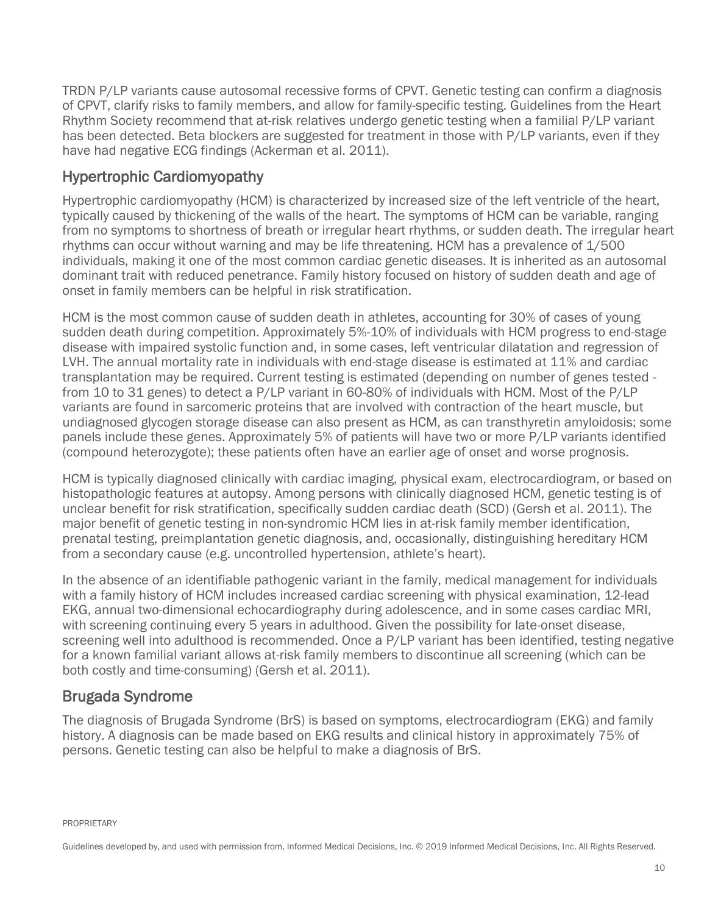TRDN P/LP variants cause autosomal recessive forms of CPVT. Genetic testing can confirm a diagnosis of CPVT, clarify risks to family members, and allow for family-specific testing. Guidelines from the Heart Rhythm Society recommend that at-risk relatives undergo genetic testing when a familial P/LP variant has been detected. Beta blockers are suggested for treatment in those with P/LP variants, even if they have had negative ECG findings (Ackerman et al. 2011).

## Hypertrophic Cardiomyopathy

Hypertrophic cardiomyopathy (HCM) is characterized by increased size of the left ventricle of the heart, typically caused by thickening of the walls of the heart. The symptoms of HCM can be variable, ranging from no symptoms to shortness of breath or irregular heart rhythms, or sudden death. The irregular heart rhythms can occur without warning and may be life threatening. HCM has a prevalence of 1/500 individuals, making it one of the most common cardiac genetic diseases. It is inherited as an autosomal dominant trait with reduced penetrance. Family history focused on history of sudden death and age of onset in family members can be helpful in risk stratification.

HCM is the most common cause of sudden death in athletes, accounting for 30% of cases of young sudden death during competition. Approximately 5%-10% of individuals with HCM progress to end-stage disease with impaired systolic function and, in some cases, left ventricular dilatation and regression of LVH. The annual mortality rate in individuals with end-stage disease is estimated at 11% and cardiac transplantation may be required. Current testing is estimated (depending on number of genes tested - from 10 to 31 genes) to detect a P/LP variant in 60-80% of individuals with HCM. Most of the P/LP variants are found in sarcomeric proteins that are involved with contraction of the heart muscle, but undiagnosed glycogen storage disease can also present as HCM, as can transthyretin amyloidosis; some panels include these genes. Approximately 5% of patients will have two or more P/LP variants identified (compound heterozygote); these patients often have an earlier age of onset and worse prognosis.

HCM is typically diagnosed clinically with cardiac imaging, physical exam, electrocardiogram, or based on histopathologic features at autopsy. Among persons with clinically diagnosed HCM, genetic testing is of unclear benefit for risk stratification, specifically sudden cardiac death (SCD) (Gersh et al. 2011). The major benefit of genetic testing in non-syndromic HCM lies in at-risk family member identification, prenatal testing, preimplantation genetic diagnosis, and, occasionally, distinguishing hereditary HCM from a secondary cause (e.g. uncontrolled hypertension, athlete's heart).

In the absence of an identifiable pathogenic variant in the family, medical management for individuals with a family history of HCM includes increased cardiac screening with physical examination, 12-lead EKG, annual two-dimensional echocardiography during adolescence, and in some cases cardiac MRI, with screening continuing every 5 years in adulthood. Given the possibility for late-onset disease, screening well into adulthood is recommended. Once a P/LP variant has been identified, testing negative for a known familial variant allows at-risk family members to discontinue all screening (which can be both costly and time-consuming) (Gersh et al. 2011).

## Brugada Syndrome

The diagnosis of Brugada Syndrome (BrS) is based on symptoms, electrocardiogram (EKG) and family history. A diagnosis can be made based on EKG results and clinical history in approximately 75% of persons. Genetic testing can also be helpful to make a diagnosis of BrS.

PROPRIETARY

Guidelines developed by, and used with permission from, Informed Medical Decisions, Inc. © 2019 Informed Medical Decisions, Inc. All Rights Reserved.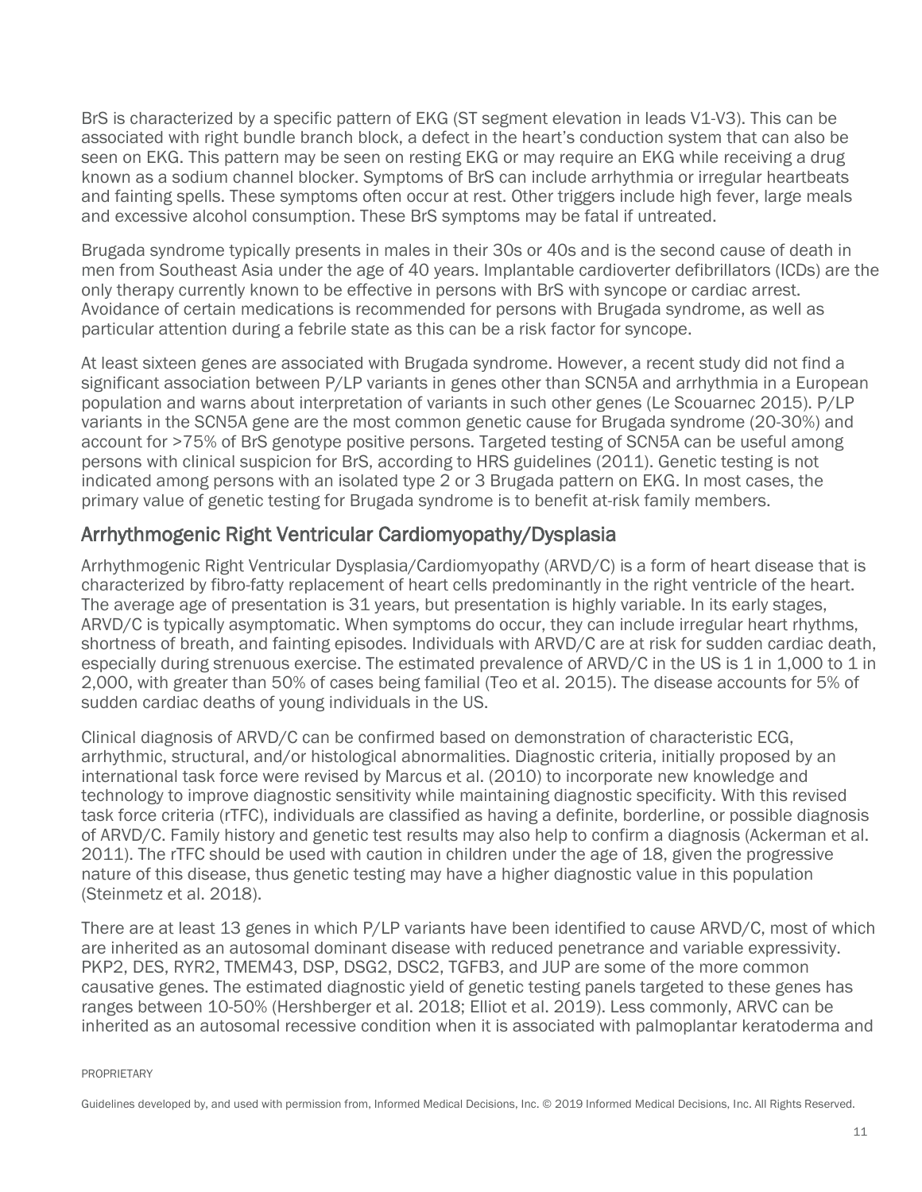BrS is characterized by a specific pattern of EKG (ST segment elevation in leads V1-V3). This can be associated with right bundle branch block, a defect in the heart's conduction system that can also be seen on EKG. This pattern may be seen on resting EKG or may require an EKG while receiving a drug known as a sodium channel blocker. Symptoms of BrS can include arrhythmia or irregular heartbeats and fainting spells. These symptoms often occur at rest. Other triggers include high fever, large meals and excessive alcohol consumption. These BrS symptoms may be fatal if untreated.

Brugada syndrome typically presents in males in their 30s or 40s and is the second cause of death in men from Southeast Asia under the age of 40 years. Implantable cardioverter defibrillators (ICDs) are the only therapy currently known to be effective in persons with BrS with syncope or cardiac arrest. Avoidance of certain medications is recommended for persons with Brugada syndrome, as well as particular attention during a febrile state as this can be a risk factor for syncope.

At least sixteen genes are associated with Brugada syndrome. However, a recent study did not find a significant association between P/LP variants in genes other than SCN5A and arrhythmia in a European population and warns about interpretation of variants in such other genes (Le Scouarnec 2015). P/LP variants in the SCN5A gene are the most common genetic cause for Brugada syndrome (20-30%) and account for >75% of BrS genotype positive persons. Targeted testing of SCN5A can be useful among persons with clinical suspicion for BrS, according to HRS guidelines (2011). Genetic testing is not indicated among persons with an isolated type 2 or 3 Brugada pattern on EKG. In most cases, the primary value of genetic testing for Brugada syndrome is to benefit at-risk family members.

## Arrhythmogenic Right Ventricular Cardiomyopathy/Dysplasia

Arrhythmogenic Right Ventricular Dysplasia/Cardiomyopathy (ARVD/C) is a form of heart disease that is characterized by fibro-fatty replacement of heart cells predominantly in the right ventricle of the heart. The average age of presentation is 31 years, but presentation is highly variable. In its early stages, ARVD/C is typically asymptomatic. When symptoms do occur, they can include irregular heart rhythms, shortness of breath, and fainting episodes. Individuals with ARVD/C are at risk for sudden cardiac death, especially during strenuous exercise. The estimated prevalence of ARVD/C in the US is 1 in 1,000 to 1 in 2,000, with greater than 50% of cases being familial (Teo et al. 2015). The disease accounts for 5% of sudden cardiac deaths of young individuals in the US.

Clinical diagnosis of ARVD/C can be confirmed based on demonstration of characteristic ECG, arrhythmic, structural, and/or histological abnormalities. Diagnostic criteria, initially proposed by an international task force were revised by Marcus et al. (2010) to incorporate new knowledge and technology to improve diagnostic sensitivity while maintaining diagnostic specificity. With this revised task force criteria (rTFC), individuals are classified as having a definite, borderline, or possible diagnosis of ARVD/C. Family history and genetic test results may also help to confirm a diagnosis (Ackerman et al. 2011). The rTFC should be used with caution in children under the age of 18, given the progressive nature of this disease, thus genetic testing may have a higher diagnostic value in this population (Steinmetz et al. 2018).

There are at least 13 genes in which P/LP variants have been identified to cause ARVD/C, most of which are inherited as an autosomal dominant disease with reduced penetrance and variable expressivity. PKP2, DES, RYR2, TMEM43, DSP, DSG2, DSC2, TGFB3, and JUP are some of the more common causative genes. The estimated diagnostic yield of genetic testing panels targeted to these genes has ranges between 10-50% (Hershberger et al. 2018; Elliot et al. 2019). Less commonly, ARVC can be inherited as an autosomal recessive condition when it is associated with palmoplantar keratoderma and

PROPRIETARY

Guidelines developed by, and used with permission from, Informed Medical Decisions, Inc. © 2019 Informed Medical Decisions, Inc. All Rights Reserved.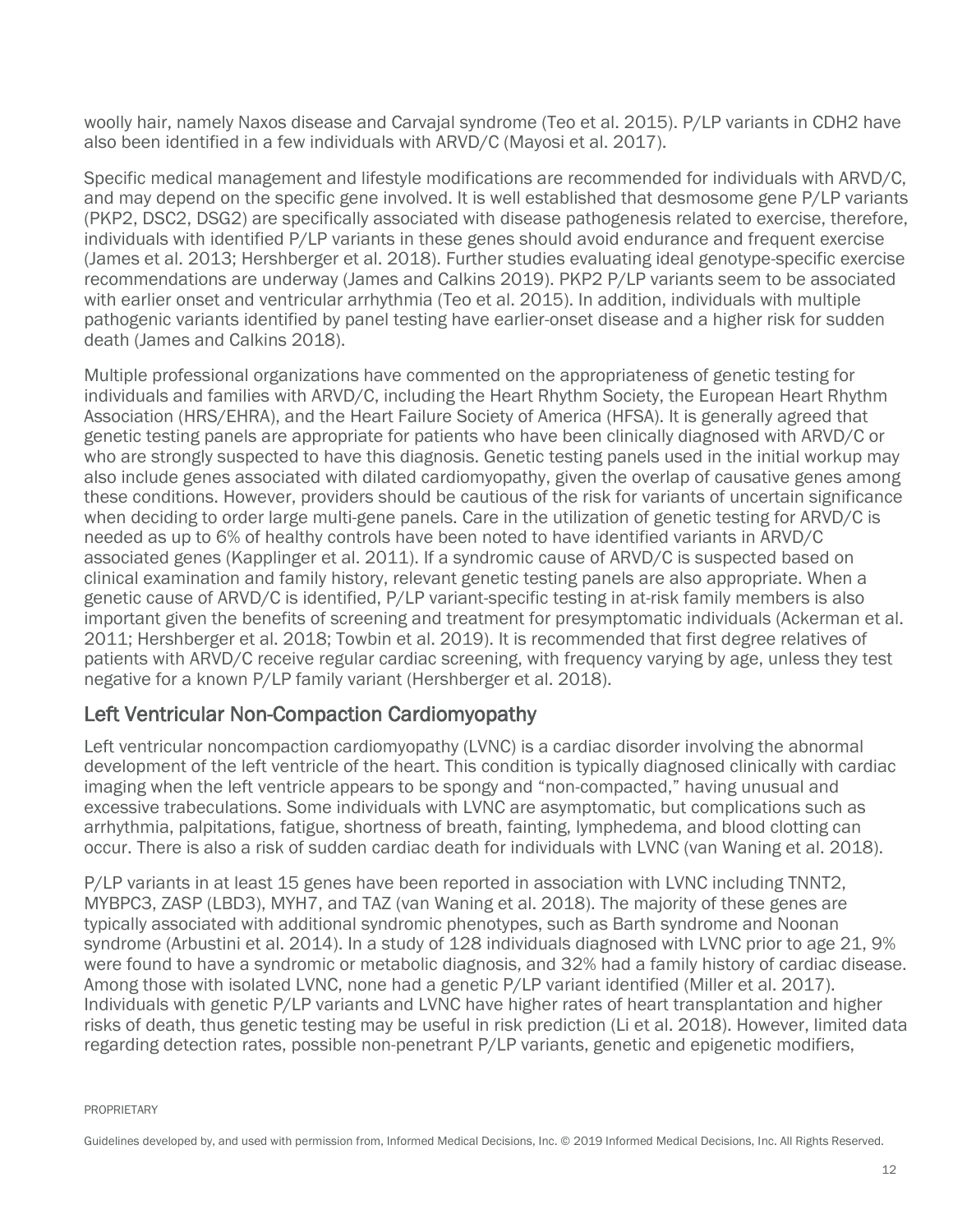woolly hair, namely Naxos disease and Carvajal syndrome (Teo et al. 2015). P/LP variants in CDH2 have also been identified in a few individuals with ARVD/C (Mayosi et al. 2017).

Specific medical management and lifestyle modifications are recommended for individuals with ARVD/C, and may depend on the specific gene involved. It is well established that desmosome gene P/LP variants (PKP2, DSC2, DSG2) are specifically associated with disease pathogenesis related to exercise, therefore, individuals with identified P/LP variants in these genes should avoid endurance and frequent exercise (James et al. 2013; Hershberger et al. 2018). Further studies evaluating ideal genotype-specific exercise recommendations are underway (James and Calkins 2019). PKP2 P/LP variants seem to be associated with earlier onset and ventricular arrhythmia (Teo et al. 2015). In addition, individuals with multiple pathogenic variants identified by panel testing have earlier-onset disease and a higher risk for sudden death (James and Calkins 2018).

Multiple professional organizations have commented on the appropriateness of genetic testing for individuals and families with ARVD/C, including the Heart Rhythm Society, the European Heart Rhythm Association (HRS/EHRA), and the Heart Failure Society of America (HFSA). It is generally agreed that genetic testing panels are appropriate for patients who have been clinically diagnosed with ARVD/C or who are strongly suspected to have this diagnosis. Genetic testing panels used in the initial workup may also include genes associated with dilated cardiomyopathy, given the overlap of causative genes among these conditions. However, providers should be cautious of the risk for variants of uncertain significance when deciding to order large multi-gene panels. Care in the utilization of genetic testing for ARVD/C is needed as up to 6% of healthy controls have been noted to have identified variants in ARVD/C associated genes (Kapplinger et al. 2011). If a syndromic cause of ARVD/C is suspected based on clinical examination and family history, relevant genetic testing panels are also appropriate. When a genetic cause of ARVD/C is identified, P/LP variant-specific testing in at-risk family members is also important given the benefits of screening and treatment for presymptomatic individuals (Ackerman et al. 2011; Hershberger et al. 2018; Towbin et al. 2019). It is recommended that first degree relatives of patients with ARVD/C receive regular cardiac screening, with frequency varying by age, unless they test negative for a known P/LP family variant (Hershberger et al. 2018).

## Left Ventricular Non-Compaction Cardiomyopathy

Left ventricular noncompaction cardiomyopathy (LVNC) is a cardiac disorder involving the abnormal development of the left ventricle of the heart. This condition is typically diagnosed clinically with cardiac imaging when the left ventricle appears to be spongy and "non-compacted," having unusual and excessive trabeculations. Some individuals with LVNC are asymptomatic, but complications such as arrhythmia, palpitations, fatigue, shortness of breath, fainting, lymphedema, and blood clotting can occur. There is also a risk of sudden cardiac death for individuals with LVNC (van Waning et al. 2018).

P/LP variants in at least 15 genes have been reported in association with LVNC including TNNT2, MYBPC3, ZASP (LBD3), MYH7, and TAZ (van Waning et al. 2018). The majority of these genes are typically associated with additional syndromic phenotypes, such as Barth syndrome and Noonan syndrome (Arbustini et al. 2014). In a study of 128 individuals diagnosed with LVNC prior to age 21, 9% were found to have a syndromic or metabolic diagnosis, and 32% had a family history of cardiac disease. Among those with isolated LVNC, none had a genetic P/LP variant identified (Miller et al. 2017). Individuals with genetic P/LP variants and LVNC have higher rates of heart transplantation and higher risks of death, thus genetic testing may be useful in risk prediction (Li et al. 2018). However, limited data regarding detection rates, possible non-penetrant P/LP variants, genetic and epigenetic modifiers,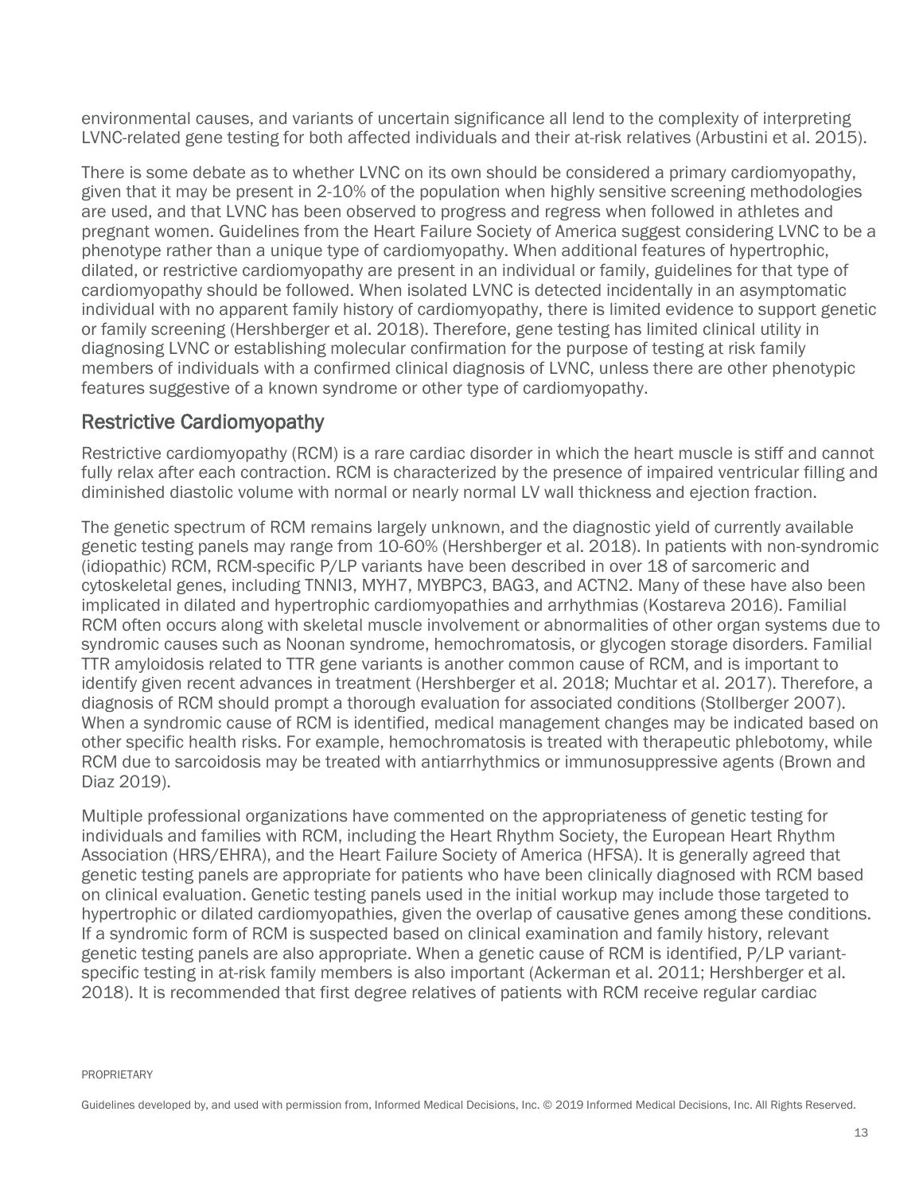environmental causes, and variants of uncertain significance all lend to the complexity of interpreting LVNC-related gene testing for both affected individuals and their at-risk relatives (Arbustini et al. 2015).

There is some debate as to whether LVNC on its own should be considered a primary cardiomyopathy, given that it may be present in 2-10% of the population when highly sensitive screening methodologies are used, and that LVNC has been observed to progress and regress when followed in athletes and pregnant women. Guidelines from the Heart Failure Society of America suggest considering LVNC to be a phenotype rather than a unique type of cardiomyopathy. When additional features of hypertrophic, dilated, or restrictive cardiomyopathy are present in an individual or family, guidelines for that type of cardiomyopathy should be followed. When isolated LVNC is detected incidentally in an asymptomatic individual with no apparent family history of cardiomyopathy, there is limited evidence to support genetic or family screening (Hershberger et al. 2018). Therefore, gene testing has limited clinical utility in diagnosing LVNC or establishing molecular confirmation for the purpose of testing at risk family members of individuals with a confirmed clinical diagnosis of LVNC, unless there are other phenotypic features suggestive of a known syndrome or other type of cardiomyopathy.

## Restrictive Cardiomyopathy

Restrictive cardiomyopathy (RCM) is a rare cardiac disorder in which the heart muscle is stiff and cannot fully relax after each contraction. RCM is characterized by the presence of impaired ventricular filling and diminished diastolic volume with normal or nearly normal LV wall thickness and ejection fraction.

The genetic spectrum of RCM remains largely unknown, and the diagnostic yield of currently available genetic testing panels may range from 10-60% (Hershberger et al. 2018). In patients with non-syndromic (idiopathic) RCM, RCM-specific P/LP variants have been described in over 18 of sarcomeric and cytoskeletal genes, including TNNI3, MYH7, MYBPC3, BAG3, and ACTN2. Many of these have also been implicated in dilated and hypertrophic cardiomyopathies and arrhythmias (Kostareva 2016). Familial RCM often occurs along with skeletal muscle involvement or abnormalities of other organ systems due to syndromic causes such as Noonan syndrome, hemochromatosis, or glycogen storage disorders. Familial TTR amyloidosis related to TTR gene variants is another common cause of RCM, and is important to identify given recent advances in treatment (Hershberger et al. 2018; Muchtar et al. 2017). Therefore, a diagnosis of RCM should prompt a thorough evaluation for associated conditions (Stollberger 2007). When a syndromic cause of RCM is identified, medical management changes may be indicated based on other specific health risks. For example, hemochromatosis is treated with therapeutic phlebotomy, while RCM due to sarcoidosis may be treated with antiarrhythmics or immunosuppressive agents (Brown and Diaz 2019).

Multiple professional organizations have commented on the appropriateness of genetic testing for individuals and families with RCM, including the Heart Rhythm Society, the European Heart Rhythm Association (HRS/EHRA), and the Heart Failure Society of America (HFSA). It is generally agreed that genetic testing panels are appropriate for patients who have been clinically diagnosed with RCM based on clinical evaluation. Genetic testing panels used in the initial workup may include those targeted to hypertrophic or dilated cardiomyopathies, given the overlap of causative genes among these conditions. If a syndromic form of RCM is suspected based on clinical examination and family history, relevant genetic testing panels are also appropriate. When a genetic cause of RCM is identified, P/LP variant-specific testing in at-risk family members is also important (Ackerman et al. 2011; Hershberger et al. 2018). It is recommended that first degree relatives of patients with RCM receive regular cardiac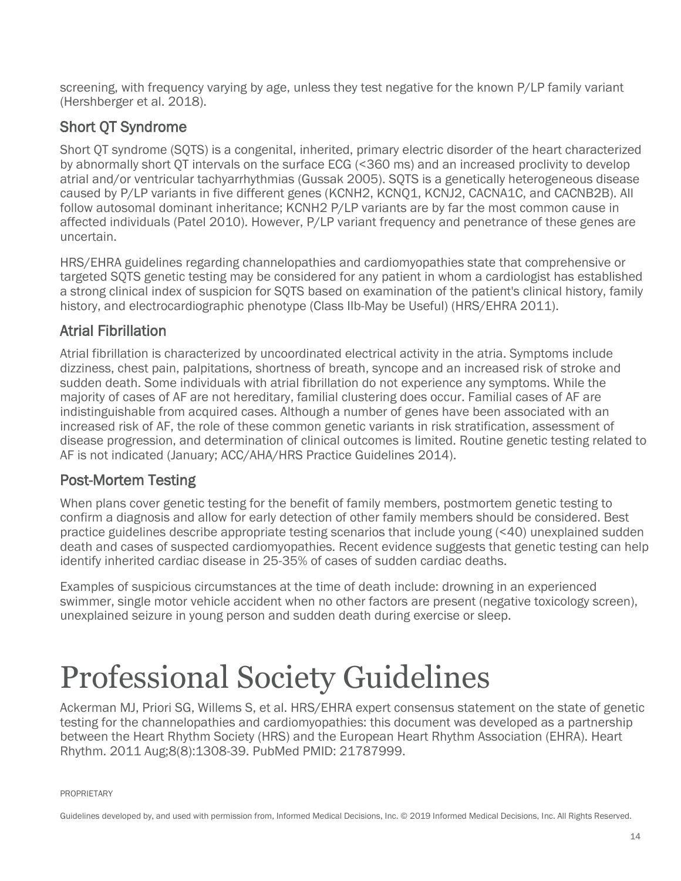screening, with frequency varying by age, unless they test negative for the known P/LP family variant (Hershberger et al. 2018).

## Short QT Syndrome

Short QT syndrome (SQTS) is a congenital, inherited, primary electric disorder of the heart characterized by abnormally short QT intervals on the surface ECG (<360 ms) and an increased proclivity to develop atrial and/or ventricular tachyarrhythmias (Gussak 2005). SQTS is a genetically heterogeneous disease caused by P/LP variants in five different genes (KCNH2, KCNQ1, KCNJ2, CACNA1C, and CACNB2B). All follow autosomal dominant inheritance; KCNH2 P/LP variants are by far the most common cause in affected individuals (Patel 2010). However, P/LP variant frequency and penetrance of these genes are uncertain.

HRS/EHRA guidelines regarding channelopathies and cardiomyopathies state that comprehensive or targeted SQTS genetic testing may be considered for any patient in whom a cardiologist has established a strong clinical index of suspicion for SQTS based on examination of the patient's clinical history, family history, and electrocardiographic phenotype (Class IIb-May be Useful) (HRS/EHRA 2011).

## Atrial Fibrillation

Atrial fibrillation is characterized by uncoordinated electrical activity in the atria. Symptoms include dizziness, chest pain, palpitations, shortness of breath, syncope and an increased risk of stroke and sudden death. Some individuals with atrial fibrillation do not experience any symptoms. While the majority of cases of AF are not hereditary, familial clustering does occur. Familial cases of AF are indistinguishable from acquired cases. Although a number of genes have been associated with an increased risk of AF, the role of these common genetic variants in risk stratification, assessment of disease progression, and determination of clinical outcomes is limited. Routine genetic testing related to AF is not indicated (January; ACC/AHA/HRS Practice Guidelines 2014).

## Post-Mortem Testing

When plans cover genetic testing for the benefit of family members, postmortem genetic testing to confirm a diagnosis and allow for early detection of other family members should be considered. Best practice guidelines describe appropriate testing scenarios that include young (<40) unexplained sudden death and cases of suspected cardiomyopathies. Recent evidence suggests that genetic testing can help identify inherited cardiac disease in 25-35% of cases of sudden cardiac deaths.

Examples of suspicious circumstances at the time of death include: drowning in an experienced swimmer, single motor vehicle accident when no other factors are present (negative toxicology screen), unexplained seizure in young person and sudden death during exercise or sleep.

# Professional Society Guidelines

Ackerman MJ, Priori SG, Willems S, et al. HRS/EHRA expert consensus statement on the state of genetic testing for the channelopathies and cardiomyopathies: this document was developed as a partnership between the Heart Rhythm Society (HRS) and the European Heart Rhythm Association (EHRA). Heart Rhythm. 2011 Aug;8(8):1308-39. PubMed PMID: 21787999.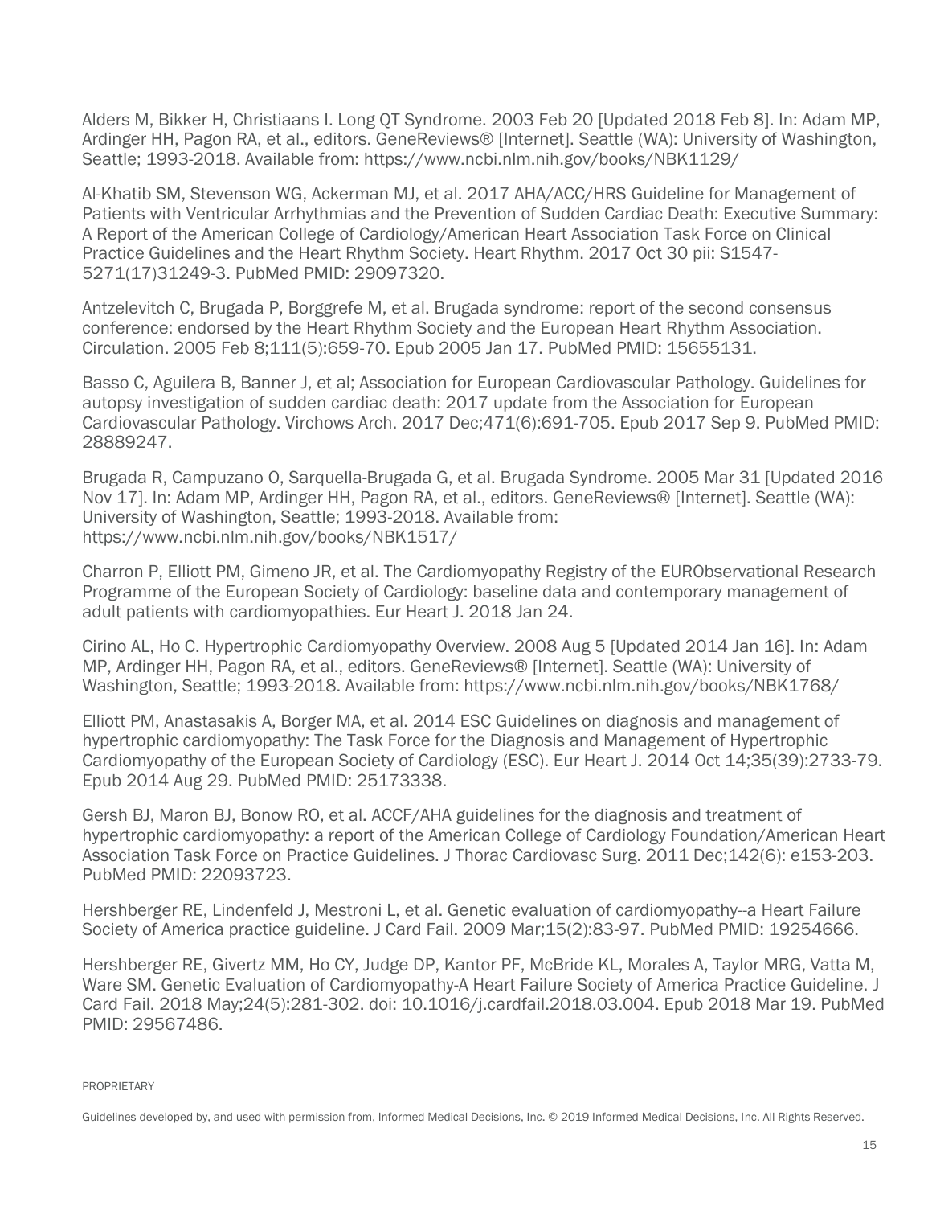Alders M, Bikker H, Christiaans I. Long QT Syndrome. 2003 Feb 20 [Updated 2018 Feb 8]. In: Adam MP, Ardinger HH, Pagon RA, et al., editors. GeneReviews® [Internet]. Seattle (WA): University of Washington, Seattle; 1993-2018. Available from: https://www.ncbi.nlm.nih.gov/books/NBK1129/

Al-Khatib SM, Stevenson WG, Ackerman MJ, et al. 2017 AHA/ACC/HRS Guideline for Management of Patients with Ventricular Arrhythmias and the Prevention of Sudden Cardiac Death: Executive Summary: A Report of the American College of Cardiology/American Heart Association Task Force on Clinical Practice Guidelines and the Heart Rhythm Society. Heart Rhythm. 2017 Oct 30 pii: S1547-5271(17)31249-3. PubMed PMID: 29097320.

Antzelevitch C, Brugada P, Borggrefe M, et al. Brugada syndrome: report of the second consensus conference: endorsed by the Heart Rhythm Society and the European Heart Rhythm Association. Circulation. 2005 Feb 8;111(5):659-70. Epub 2005 Jan 17. PubMed PMID: 15655131.

Basso C, Aguilera B, Banner J, et al; Association for European Cardiovascular Pathology. Guidelines for autopsy investigation of sudden cardiac death: 2017 update from the Association for European Cardiovascular Pathology. Virchows Arch. 2017 Dec;471(6):691-705. Epub 2017 Sep 9. PubMed PMID: 28889247.

Brugada R, Campuzano O, Sarquella-Brugada G, et al. Brugada Syndrome. 2005 Mar 31 [Updated 2016 Nov 17]. In: Adam MP, Ardinger HH, Pagon RA, et al., editors. GeneReviews® [Internet]. Seattle (WA): University of Washington, Seattle; 1993-2018. Available from: https://www.ncbi.nlm.nih.gov/books/NBK1517/

Charron P, Elliott PM, Gimeno JR, et al. The Cardiomyopathy Registry of the EURObservational Research Programme of the European Society of Cardiology: baseline data and contemporary management of adult patients with cardiomyopathies. Eur Heart J. 2018 Jan 24.

Cirino AL, Ho C. Hypertrophic Cardiomyopathy Overview. 2008 Aug 5 [Updated 2014 Jan 16]. In: Adam MP, Ardinger HH, Pagon RA, et al., editors. GeneReviews® [Internet]. Seattle (WA): University of Washington, Seattle; 1993-2018. Available from: https://www.ncbi.nlm.nih.gov/books/NBK1768/

Elliott PM, Anastasakis A, Borger MA, et al. 2014 ESC Guidelines on diagnosis and management of hypertrophic cardiomyopathy: The Task Force for the Diagnosis and Management of Hypertrophic Cardiomyopathy of the European Society of Cardiology (ESC). Eur Heart J. 2014 Oct 14;35(39):2733-79. Epub 2014 Aug 29. PubMed PMID: 25173338.

Gersh BJ, Maron BJ, Bonow RO, et al. ACCF/AHA guidelines for the diagnosis and treatment of hypertrophic cardiomyopathy: a report of the American College of Cardiology Foundation/American Heart Association Task Force on Practice Guidelines. J Thorac Cardiovasc Surg. 2011 Dec;142(6): e153-203. PubMed PMID: 22093723.

Hershberger RE, Lindenfeld J, Mestroni L, et al. Genetic evaluation of cardiomyopathy--a Heart Failure Society of America practice guideline. J Card Fail. 2009 Mar;15(2):83-97. PubMed PMID: 19254666.

Hershberger RE, Givertz MM, Ho CY, Judge DP, Kantor PF, McBride KL, Morales A, Taylor MRG, Vatta M, Ware SM. Genetic Evaluation of Cardiomyopathy-A Heart Failure Society of America Practice Guideline. J Card Fail. 2018 May;24(5):281-302. doi: 10.1016/j.cardfail.2018.03.004. Epub 2018 Mar 19. PubMed PMID: 29567486.

PROPRIETARY

Guidelines developed by, and used with permission from, Informed Medical Decisions, Inc. © 2019 Informed Medical Decisions, Inc. All Rights Reserved.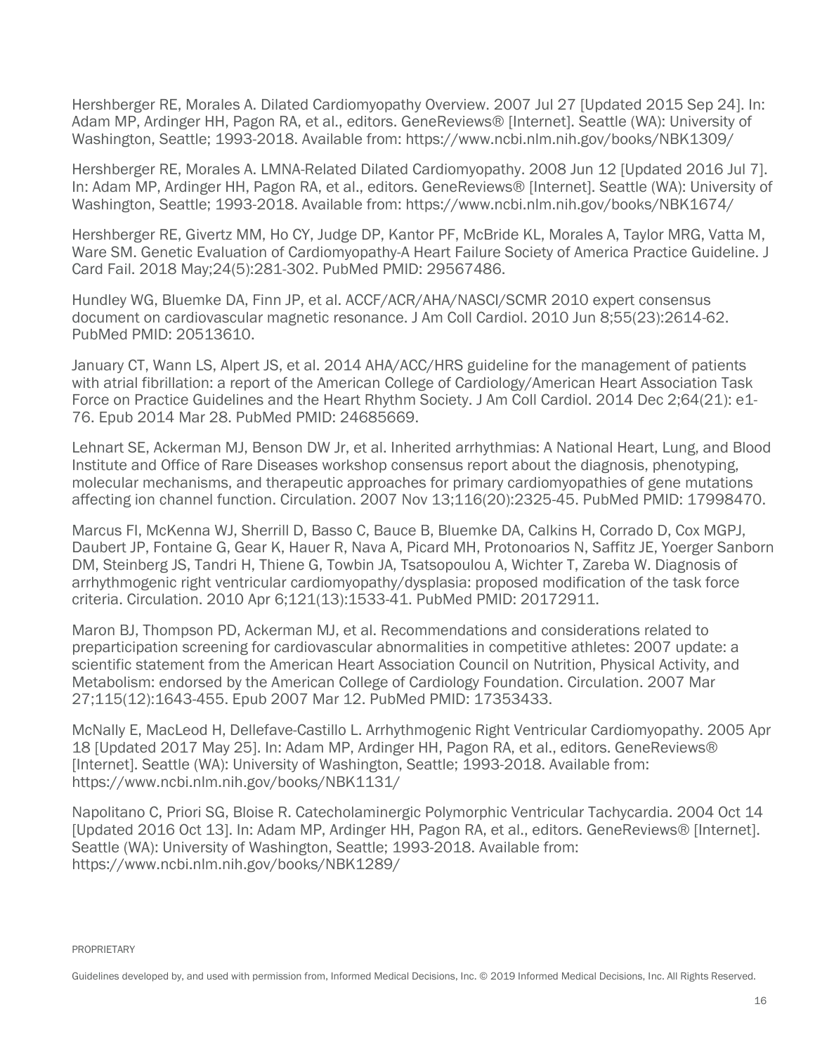Hershberger RE, Morales A. Dilated Cardiomyopathy Overview. 2007 Jul 27 [Updated 2015 Sep 24]. In: Adam MP, Ardinger HH, Pagon RA, et al., editors. GeneReviews® [Internet]. Seattle (WA): University of Washington, Seattle; 1993-2018. Available from: https://www.ncbi.nlm.nih.gov/books/NBK1309/

Hershberger RE, Morales A. LMNA-Related Dilated Cardiomyopathy. 2008 Jun 12 [Updated 2016 Jul 7]. In: Adam MP, Ardinger HH, Pagon RA, et al., editors. GeneReviews® [Internet]. Seattle (WA): University of Washington, Seattle; 1993-2018. Available from: https://www.ncbi.nlm.nih.gov/books/NBK1674/

Hershberger RE, Givertz MM, Ho CY, Judge DP, Kantor PF, McBride KL, Morales A, Taylor MRG, Vatta M, Ware SM. Genetic Evaluation of Cardiomyopathy-A Heart Failure Society of America Practice Guideline. J Card Fail. 2018 May;24(5):281-302. PubMed PMID: 29567486.

Hundley WG, Bluemke DA, Finn JP, et al. ACCF/ACR/AHA/NASCI/SCMR 2010 expert consensus document on cardiovascular magnetic resonance. J Am Coll Cardiol. 2010 Jun 8;55(23):2614-62. PubMed PMID: 20513610.

January CT, Wann LS, Alpert JS, et al. 2014 AHA/ACC/HRS guideline for the management of patients with atrial fibrillation: a report of the American College of Cardiology/American Heart Association Task Force on Practice Guidelines and the Heart Rhythm Society. J Am Coll Cardiol. 2014 Dec 2;64(21): e1-76. Epub 2014 Mar 28. PubMed PMID: 24685669.

Lehnart SE, Ackerman MJ, Benson DW Jr, et al. Inherited arrhythmias: A National Heart, Lung, and Blood Institute and Office of Rare Diseases workshop consensus report about the diagnosis, phenotyping, molecular mechanisms, and therapeutic approaches for primary cardiomyopathies of gene mutations affecting ion channel function. Circulation. 2007 Nov 13;116(20):2325-45. PubMed PMID: 17998470.

Marcus FI, McKenna WJ, Sherrill D, Basso C, Bauce B, Bluemke DA, Calkins H, Corrado D, Cox MGPJ, Daubert JP, Fontaine G, Gear K, Hauer R, Nava A, Picard MH, Protonoarios N, Saffitz JE, Yoerger Sanborn DM, Steinberg JS, Tandri H, Thiene G, Towbin JA, Tsatsopoulou A, Wichter T, Zareba W. Diagnosis of arrhythmogenic right ventricular cardiomyopathy/dysplasia: proposed modification of the task force criteria. Circulation. 2010 Apr 6;121(13):1533-41. PubMed PMID: 20172911.

Maron BJ, Thompson PD, Ackerman MJ, et al. Recommendations and considerations related to preparticipation screening for cardiovascular abnormalities in competitive athletes: 2007 update: a scientific statement from the American Heart Association Council on Nutrition, Physical Activity, and Metabolism: endorsed by the American College of Cardiology Foundation. Circulation. 2007 Mar 27;115(12):1643-455. Epub 2007 Mar 12. PubMed PMID: 17353433.

McNally E, MacLeod H, Dellefave-Castillo L. Arrhythmogenic Right Ventricular Cardiomyopathy. 2005 Apr 18 [Updated 2017 May 25]. In: Adam MP, Ardinger HH, Pagon RA, et al., editors. GeneReviews® [Internet]. Seattle (WA): University of Washington, Seattle; 1993-2018. Available from: https://www.ncbi.nlm.nih.gov/books/NBK1131/

Napolitano C, Priori SG, Bloise R. Catecholaminergic Polymorphic Ventricular Tachycardia. 2004 Oct 14 [Updated 2016 Oct 13]. In: Adam MP, Ardinger HH, Pagon RA, et al., editors. GeneReviews® [Internet]. Seattle (WA): University of Washington, Seattle; 1993-2018. Available from: https://www.ncbi.nlm.nih.gov/books/NBK1289/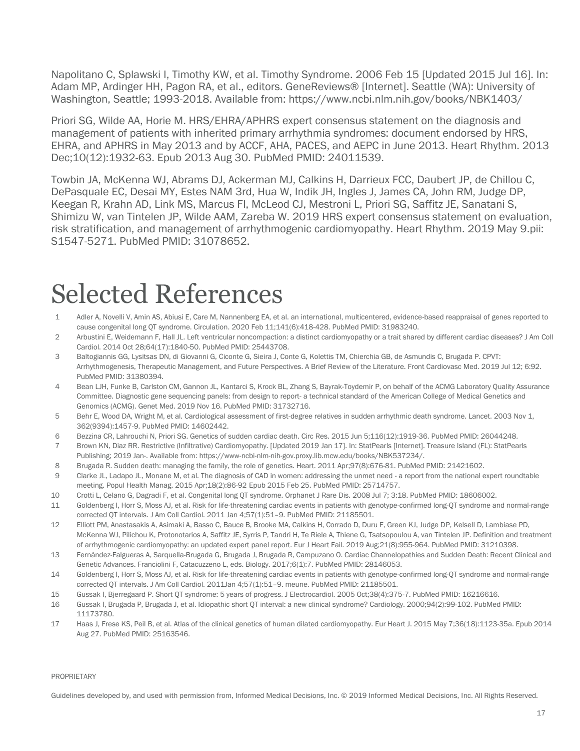Napolitano C, Splawski I, Timothy KW, et al. Timothy Syndrome. 2006 Feb 15 [Updated 2015 Jul 16]. In: Adam MP, Ardinger HH, Pagon RA, et al., editors. GeneReviews® [Internet]. Seattle (WA): University of Washington, Seattle; 1993-2018. Available from: https://www.ncbi.nlm.nih.gov/books/NBK1403/

Priori SG, Wilde AA, Horie M. HRS/EHRA/APHRS expert consensus statement on the diagnosis and management of patients with inherited primary arrhythmia syndromes: document endorsed by HRS, EHRA, and APHRS in May 2013 and by ACCF, AHA, PACES, and AEPC in June 2013. Heart Rhythm. 2013 Dec;10(12):1932-63. Epub 2013 Aug 30. PubMed PMID: 24011539.

Towbin JA, McKenna WJ, Abrams DJ, Ackerman MJ, Calkins H, Darrieux FCC, Daubert JP, de Chillou C, DePasquale EC, Desai MY, Estes NAM 3rd, Hua W, Indik JH, Ingles J, James CA, John RM, Judge DP, Keegan R, Krahn AD, Link MS, Marcus FI, McLeod CJ, Mestroni L, Priori SG, Saffitz JE, Sanatani S, Shimizu W, van Tintelen JP, Wilde AAM, Zareba W. 2019 HRS expert consensus statement on evaluation, risk stratification, and management of arrhythmogenic cardiomyopathy. Heart Rhythm. 2019 May 9.pii: S1547-5271. PubMed PMID: 31078652.

# Selected References

1. Adler A, Novelli V, Amin AS, Abiusi E, Care M, Nannenberg EA, et al. an international, multicentered, evidence-based reappraisal of genes reported to cause congenital long QT syndrome. Circulation. 2020 Feb 11;141(6):418-428. PubMed PMID: 31983240.
2. Arbustini E, Weidemann F, Hall JL. Left ventricular noncompaction: a distinct cardiomyopathy or a trait shared by different cardiac diseases? J Am Coll Cardiol. 2014 Oct 28;64(17):1840-50. PubMed PMID: 25443708.
3. Baltogiannis GG, Lysitsas DN, di Giovanni G, Ciconte G, Sieira J, Conte G, Kolettis TM, Chierchia GB, de Asmundis C, Brugada P. CPVT: Arrhythmogenesis, Therapeutic Management, and Future Perspectives. A Brief Review of the Literature. Front Cardiovasc Med. 2019 Jul 12; 6:92. PubMed PMID: 31380394.
4. Bean LJH, Funke B, Carlston CM, Gannon JL, Kantarci S, Krock BL, Zhang S, Bayrak-Toydemir P, on behalf of the ACMG Laboratory Quality Assurance Committee. Diagnostic gene sequencing panels: from design to report- a technical standard of the American College of Medical Genetics and Genomics (ACMG). Genet Med. 2019 Nov 16. PubMed PMID: 31732716.
5. Behr E, Wood DA, Wright M, et al. Cardiological assessment of first-degree relatives in sudden arrhythmic death syndrome. Lancet. 2003 Nov 1, 362(9394):1457-9. PubMed PMID: 14602442.
6. Bezzina CR, Lahrouchi N, Priori SG. Genetics of sudden cardiac death. Circ Res. 2015 Jun 5;116(12):1919-36. PubMed PMID: 26044248.
7. Brown KN, Diaz RR. Restrictive (Infiltrative) Cardiomyopathy. [Updated 2019 Jan 17]. In: StatPearls [Internet]. Treasure Island (FL): StatPearls Publishing; 2019 Jan-. Available from: https://www-ncbi-nlm-nih-gov.proxy.lib.mcw.edu/books/NBK537234/.
8. Brugada R. Sudden death: managing the family, the role of genetics. Heart. 2011 Apr;97(8):676-81. PubMed PMID: 21421602.
9. Clarke JL, Ladapo JL, Monane M, et al. The diagnosis of CAD in women: addressing the unmet need - a report from the national expert roundtable meeting. Popul Health Manag. 2015 Apr;18(2):86-92 Epub 2015 Feb 25. PubMed PMID: 25714757.
10. Crotti L, Celano G, Dagradi F, et al. Congenital long QT syndrome. Orphanet J Rare Dis. 2008 Jul 7; 3:18. PubMed PMID: 18606002.
11. Goldenberg I, Horr S, Moss AJ, et al. Risk for life-threatening cardiac events in patients with genotype-confirmed long-QT syndrome and normal-range corrected QT intervals. J Am Coll Cardiol. 2011 Jan 4;57(1):51–9. PubMed PMID: 21185501.
12. Elliott PM, Anastasakis A, Asimaki A, Basso C, Bauce B, Brooke MA, Calkins H, Corrado D, Duru F, Green KJ, Judge DP, Kelsell D, Lambiase PD, McKenna WJ, Pilichou K, Protonotarios A, Saffitz JE, Syrris P, Tandri H, Te Riele A, Thiene G, Tsatsopoulou A, van Tintelen JP. Definition and treatment of arrhythmogenic cardiomyopathy: an updated expert panel report. Eur J Heart Fail. 2019 Aug;21(8):955-964. PubMed PMID: 31210398.
13. Fernández-Falgueras A, Sarquella-Brugada G, Brugada J, Brugada R, Campuzano O. Cardiac Channelopathies and Sudden Death: Recent Clinical and Genetic Advances. Franciolini F, Catacuzzeno L, eds. Biology. 2017;6(1):7. PubMed PMID: 28146053.
14. Goldenberg I, Horr S, Moss AJ, et al. Risk for life-threatening cardiac events in patients with genotype-confirmed long-QT syndrome and normal-range corrected QT intervals. J Am Coll Cardiol. 2011Jan 4;57(1):51–9. meune. PubMed PMID: 21185501.
15. Gussak I, Bjerregaard P. Short QT syndrome: 5 years of progress. J Electrocardiol. 2005 Oct;38(4):375-7. PubMed PMID: 16216616.
16. Gussak I, Brugada P, Brugada J, et al. Idiopathic short QT interval: a new clinical syndrome? Cardiology. 2000;94(2):99-102. PubMed PMID: 11173780.
17. Haas J, Frese KS, Peil B, et al. Atlas of the clinical genetics of human dilated cardiomyopathy. Eur Heart J. 2015 May 7;36(18):1123-35a. Epub 2014 Aug 27. PubMed PMID: 25163546.

PROPRIETARY

Guidelines developed by, and used with permission from, Informed Medical Decisions, Inc. © 2019 Informed Medical Decisions, Inc. All Rights Reserved.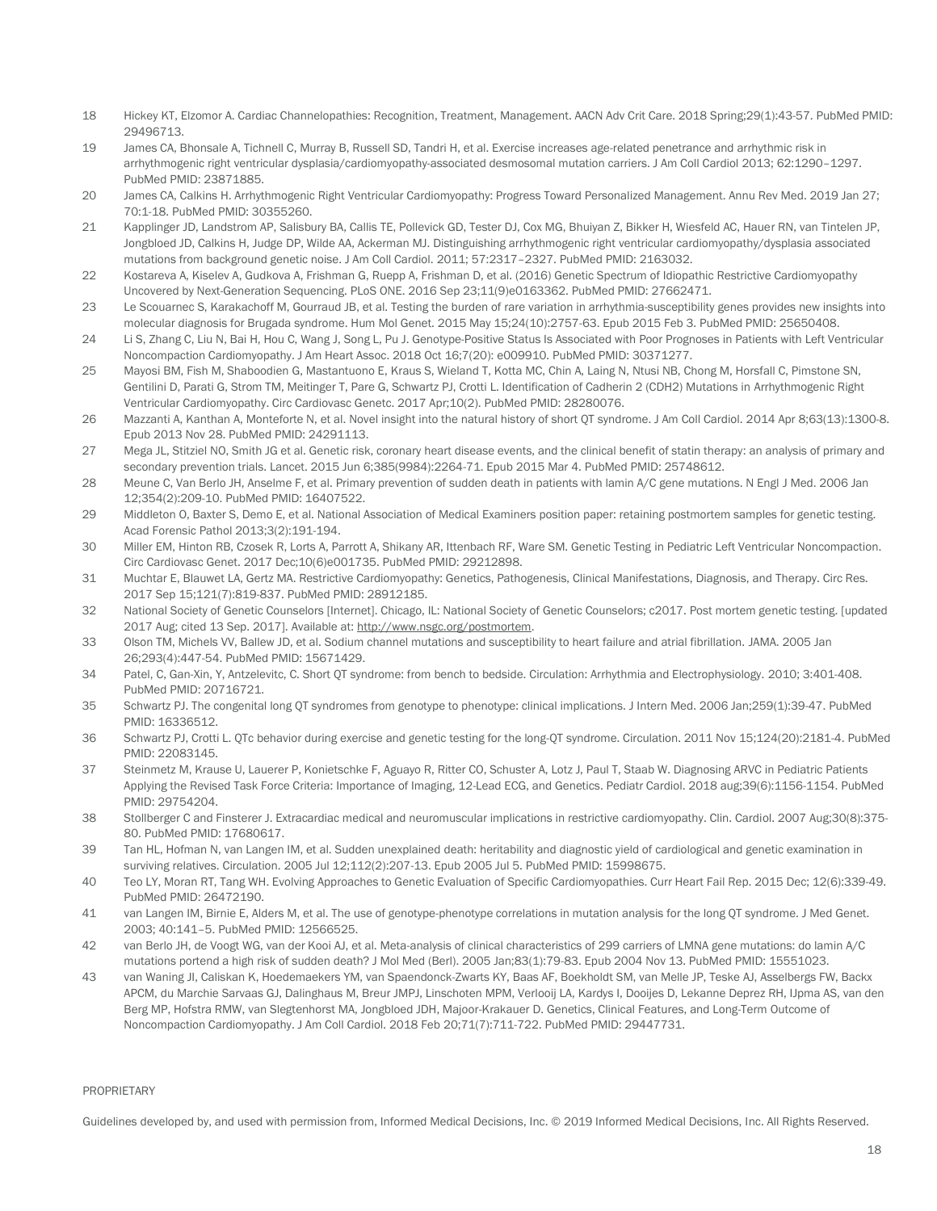18 Hickey KT, Elzomor A. Cardiac Channelopathies: Recognition, Treatment, Management. AACN Adv Crit Care. 2018 Spring;29(1):43-57. PubMed PMID: 29496713.

19 James CA, Bhonsale A, Tichnell C, Murray B, Russell SD, Tandri H, et al. Exercise increases age-related penetrance and arrhythmic risk in arrhythmogenic right ventricular dysplasia/cardiomyopathy-associated desmosomal mutation carriers. J Am Coll Cardiol 2013; 62:1290–1297. PubMed PMID: 23871885.

20 James CA, Calkins H. Arrhythmogenic Right Ventricular Cardiomyopathy: Progress Toward Personalized Management. Annu Rev Med. 2019 Jan 27; 70:1-18. PubMed PMID: 30355260.

21 Kapplinger JD, Landstrom AP, Salisbury BA, Callis TE, Pollevick GD, Tester DJ, Cox MG, Bhuiyan Z, Bikker H, Wiesfeld AC, Hauer RN, van Tintelen JP, Jongbloed JD, Calkins H, Judge DP, Wilde AA, Ackerman MJ. Distinguishing arrhythmogenic right ventricular cardiomyopathy/dysplasia associated mutations from background genetic noise. J Am Coll Cardiol. 2011; 57:2317–2327. PubMed PMID: 2163032.

22 Kostareva A, Kiselev A, Gudkova A, Frishman G, Ruepp A, Frishman D, et al. (2016) Genetic Spectrum of Idiopathic Restrictive Cardiomyopathy Uncovered by Next-Generation Sequencing. PLoS ONE. 2016 Sep 23;11(9)e0163362. PubMed PMID: 27662471.

23 Le Scouarnec S, Karakachoff M, Gourraud JB, et al. Testing the burden of rare variation in arrhythmia-susceptibility genes provides new insights into molecular diagnosis for Brugada syndrome. Hum Mol Genet. 2015 May 15;24(10):2757-63. Epub 2015 Feb 3. PubMed PMID: 25650408.

24 Li S, Zhang C, Liu N, Bai H, Hou C, Wang J, Song L, Pu J. Genotype-Positive Status Is Associated with Poor Prognoses in Patients with Left Ventricular Noncompaction Cardiomyopathy. J Am Heart Assoc. 2018 Oct 16;7(20): e009910. PubMed PMID: 30371277.

25 Mayosi BM, Fish M, Shaboodien G, Mastantuono E, Kraus S, Wieland T, Kotta MC, Chin A, Laing N, Ntusi NB, Chong M, Horsfall C, Pimstone SN, Gentilini D, Parati G, Strom TM, Meitinger T, Pare G, Schwartz PJ, Crotti L. Identification of Cadherin 2 (CDH2) Mutations in Arrhythmogenic Right Ventricular Cardiomyopathy. Circ Cardiovasc Genetc. 2017 Apr;10(2). PubMed PMID: 28280076.

26 Mazzanti A, Kanthan A, Monteforte N, et al. Novel insight into the natural history of short QT syndrome. J Am Coll Cardiol. 2014 Apr 8;63(13):1300-8. Epub 2013 Nov 28. PubMed PMID: 24291113.

27 Mega JL, Stitziel NO, Smith JG et al. Genetic risk, coronary heart disease events, and the clinical benefit of statin therapy: an analysis of primary and secondary prevention trials. Lancet. 2015 Jun 6;385(9984):2264-71. Epub 2015 Mar 4. PubMed PMID: 25748612.

28 Meune C, Van Berlo JH, Anselme F, et al. Primary prevention of sudden death in patients with lamin A/C gene mutations. N Engl J Med. 2006 Jan 12;354(2):209-10. PubMed PMID: 16407522.

29 Middleton O, Baxter S, Demo E, et al. National Association of Medical Examiners position paper: retaining postmortem samples for genetic testing. Acad Forensic Pathol 2013;3(2):191-194.

30 Miller EM, Hinton RB, Czosek R, Lorts A, Parrott A, Shikany AR, Ittenbach RF, Ware SM. Genetic Testing in Pediatric Left Ventricular Noncompaction. Circ Cardiovasc Genet. 2017 Dec;10(6)e001735. PubMed PMID: 29212898.

31 Muchtar E, Blauwet LA, Gertz MA. Restrictive Cardiomyopathy: Genetics, Pathogenesis, Clinical Manifestations, Diagnosis, and Therapy. Circ Res. 2017 Sep 15;121(7):819-837. PubMed PMID: 28912185.

32 National Society of Genetic Counselors [Internet]. Chicago, IL: National Society of Genetic Counselors; c2017. Post mortem genetic testing. [updated 2017 Aug; cited 13 Sep. 2017]. Available at: http://www.nsgc.org/postmortem.

33 Olson TM, Michels VV, Ballew JD, et al. Sodium channel mutations and susceptibility to heart failure and atrial fibrillation. JAMA. 2005 Jan 26;293(4):447-54. PubMed PMID: 15671429.

34 Patel, C, Gan-Xin, Y, Antzelevitc, C. Short QT syndrome: from bench to bedside. Circulation: Arrhythmia and Electrophysiology. 2010; 3:401-408. PubMed PMID: 20716721.

35 Schwartz PJ. The congenital long QT syndromes from genotype to phenotype: clinical implications. J Intern Med. 2006 Jan;259(1):39-47. PubMed PMID: 16336512.

36 Schwartz PJ, Crotti L. QTc behavior during exercise and genetic testing for the long-QT syndrome. Circulation. 2011 Nov 15;124(20):2181-4. PubMed PMID: 22083145.

37 Steinmetz M, Krause U, Lauerer P, Konietschke F, Aguayo R, Ritter CO, Schuster A, Lotz J, Paul T, Staab W. Diagnosing ARVC in Pediatric Patients Applying the Revised Task Force Criteria: Importance of Imaging, 12-Lead ECG, and Genetics. Pediatr Cardiol. 2018 aug;39(6):1156-1154. PubMed PMID: 29754204.

38 Stollberger C and Finsterer J. Extracardiac medical and neuromuscular implications in restrictive cardiomyopathy. Clin. Cardiol. 2007 Aug;30(8):375-80. PubMed PMID: 17680617.

39 Tan HL, Hofman N, van Langen IM, et al. Sudden unexplained death: heritability and diagnostic yield of cardiological and genetic examination in surviving relatives. Circulation. 2005 Jul 12;112(2):207-13. Epub 2005 Jul 5. PubMed PMID: 15998675.

40 Teo LY, Moran RT, Tang WH. Evolving Approaches to Genetic Evaluation of Specific Cardiomyopathies. Curr Heart Fail Rep. 2015 Dec; 12(6):339-49. PubMed PMID: 26472190.

41 van Langen IM, Birnie E, Alders M, et al. The use of genotype-phenotype correlations in mutation analysis for the long QT syndrome. J Med Genet. 2003; 40:141–5. PubMed PMID: 12566525.

42 van Berlo JH, de Voogt WG, van der Kooi AJ, et al. Meta-analysis of clinical characteristics of 299 carriers of LMNA gene mutations: do lamin A/C mutations portend a high risk of sudden death? J Mol Med (Berl). 2005 Jan;83(1):79-83. Epub 2004 Nov 13. PubMed PMID: 15551023.

43 van Waning JI, Caliskan K, Hoedemaekers YM, van Spaendonck-Zwarts KY, Baas AF, Boekholdt SM, van Melle JP, Teske AJ, Asselbergs FW, Backx APCM, du Marchie Sarvaas GJ, Dalinghaus M, Breur JMPJ, Linschoten MPM, Verlooij LA, Kardys I, Dooijes D, Lekanne Deprez RH, IJpma AS, van den Berg MP, Hofstra RMW, van Slegtenhorst MA, Jongbloed JDH, Majoor-Krakauer D. Genetics, Clinical Features, and Long-Term Outcome of Noncompaction Cardiomyopathy. J Am Coll Cardiol. 2018 Feb 20;71(7):711-722. PubMed PMID: 29447731.

PROPRIETARY

Guidelines developed by, and used with permission from, Informed Medical Decisions, Inc. © 2019 Informed Medical Decisions, Inc. All Rights Reserved.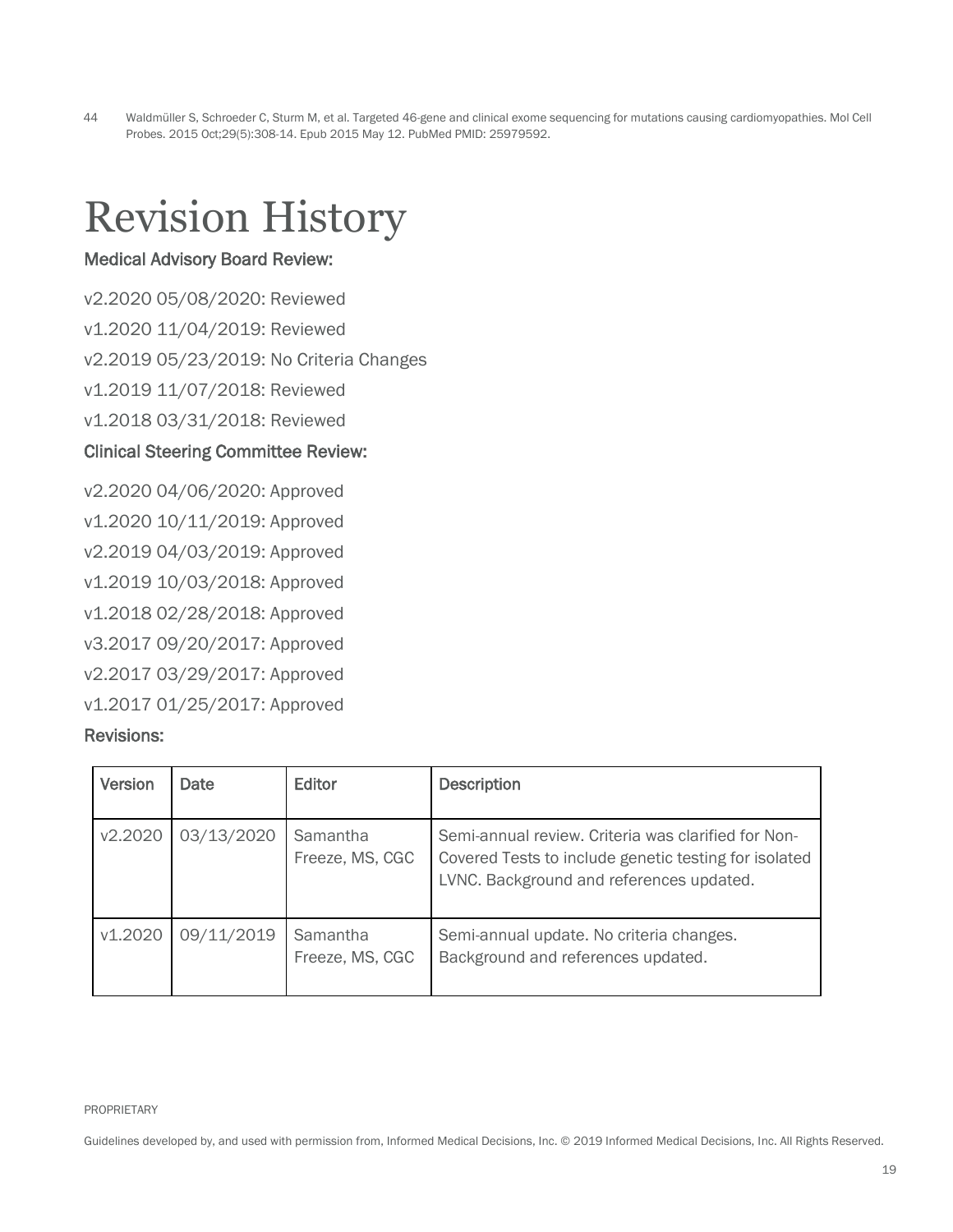44 Waldmüller S, Schroeder C, Sturm M, et al. Targeted 46-gene and clinical exome sequencing for mutations causing cardiomyopathies. Mol Cell Probes. 2015 Oct;29(5):308-14. Epub 2015 May 12. PubMed PMID: 25979592.

# Revision History

### Medical Advisory Board Review:

v2.2020 05/08/2020: Reviewed

v1.2020 11/04/2019: Reviewed

v2.2019 05/23/2019: No Criteria Changes

v1.2019 11/07/2018: Reviewed

v1.2018 03/31/2018: Reviewed

### Clinical Steering Committee Review:

v2.2020 04/06/2020: Approved

v1.2020 10/11/2019: Approved

v2.2019 04/03/2019: Approved

v1.2019 10/03/2018: Approved

v1.2018 02/28/2018: Approved

v3.2017 09/20/2017: Approved

v2.2017 03/29/2017: Approved

v1.2017 01/25/2017: Approved

### Revisions:

| Version | Date | Editor | Description |
| --- | --- | --- | --- |
| v2.2020 | 03/13/2020 | Samantha Freeze, MS, CGC | Semi-annual review. Criteria was clarified for Non-Covered Tests to include genetic testing for isolated LVNC. Background and references updated. |
| v1.2020 | 09/11/2019 | Samantha Freeze, MS, CGC | Semi-annual update. No criteria changes. Background and references updated. |

PROPRIETARY

Guidelines developed by, and used with permission from, Informed Medical Decisions, Inc. © 2019 Informed Medical Decisions, Inc. All Rights Reserved.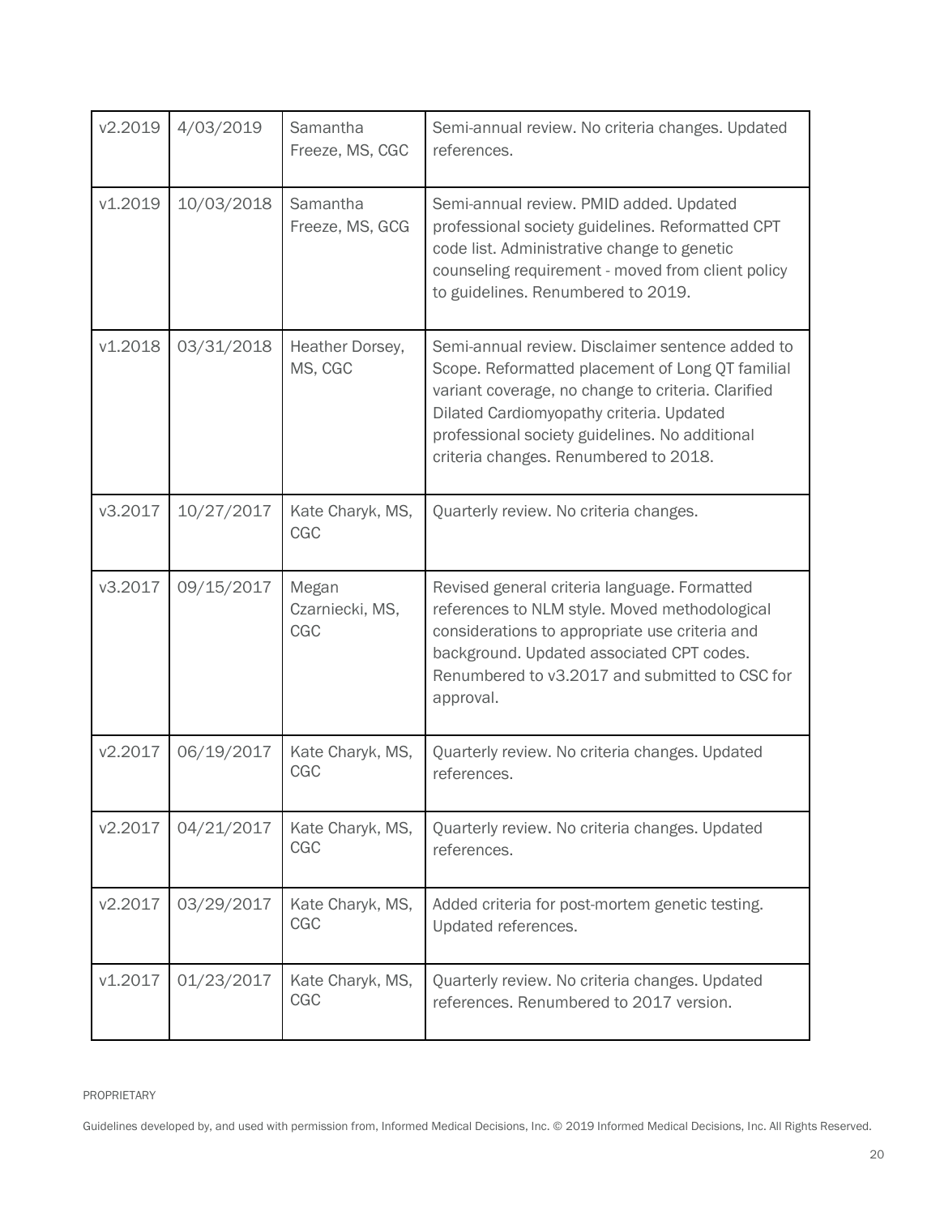| v2.2019 | 4/03/2019 | Samantha Freeze, MS, CGC | Semi-annual review. No criteria changes. Updated references. |
|---|---|---|---|
| v1.2019 | 10/03/2018 | Samantha Freeze, MS, GCG | Semi-annual review. PMID added. Updated professional society guidelines. Reformatted CPT code list. Administrative change to genetic counseling requirement - moved from client policy to guidelines. Renumbered to 2019. |
| v1.2018 | 03/31/2018 | Heather Dorsey, MS, CGC | Semi-annual review. Disclaimer sentence added to Scope. Reformatted placement of Long QT familial variant coverage, no change to criteria. Clarified Dilated Cardiomyopathy criteria. Updated professional society guidelines. No additional criteria changes. Renumbered to 2018. |
| v3.2017 | 10/27/2017 | Kate Charyk, MS, CGC | Quarterly review. No criteria changes. |
| v3.2017 | 09/15/2017 | Megan Czarniecki, MS, CGC | Revised general criteria language. Formatted references to NLM style. Moved methodological considerations to appropriate use criteria and background. Updated associated CPT codes. Renumbered to v3.2017 and submitted to CSC for approval. |
| v2.2017 | 06/19/2017 | Kate Charyk, MS, CGC | Quarterly review. No criteria changes. Updated references. |
| v2.2017 | 04/21/2017 | Kate Charyk, MS, CGC | Quarterly review. No criteria changes. Updated references. |
| v2.2017 | 03/29/2017 | Kate Charyk, MS, CGC | Added criteria for post-mortem genetic testing. Updated references. |
| v1.2017 | 01/23/2017 | Kate Charyk, MS, CGC | Quarterly review. No criteria changes. Updated references. Renumbered to 2017 version. |

PROPRIETARY

Guidelines developed by, and used with permission from, Informed Medical Decisions, Inc. © 2019 Informed Medical Decisions, Inc. All Rights Reserved.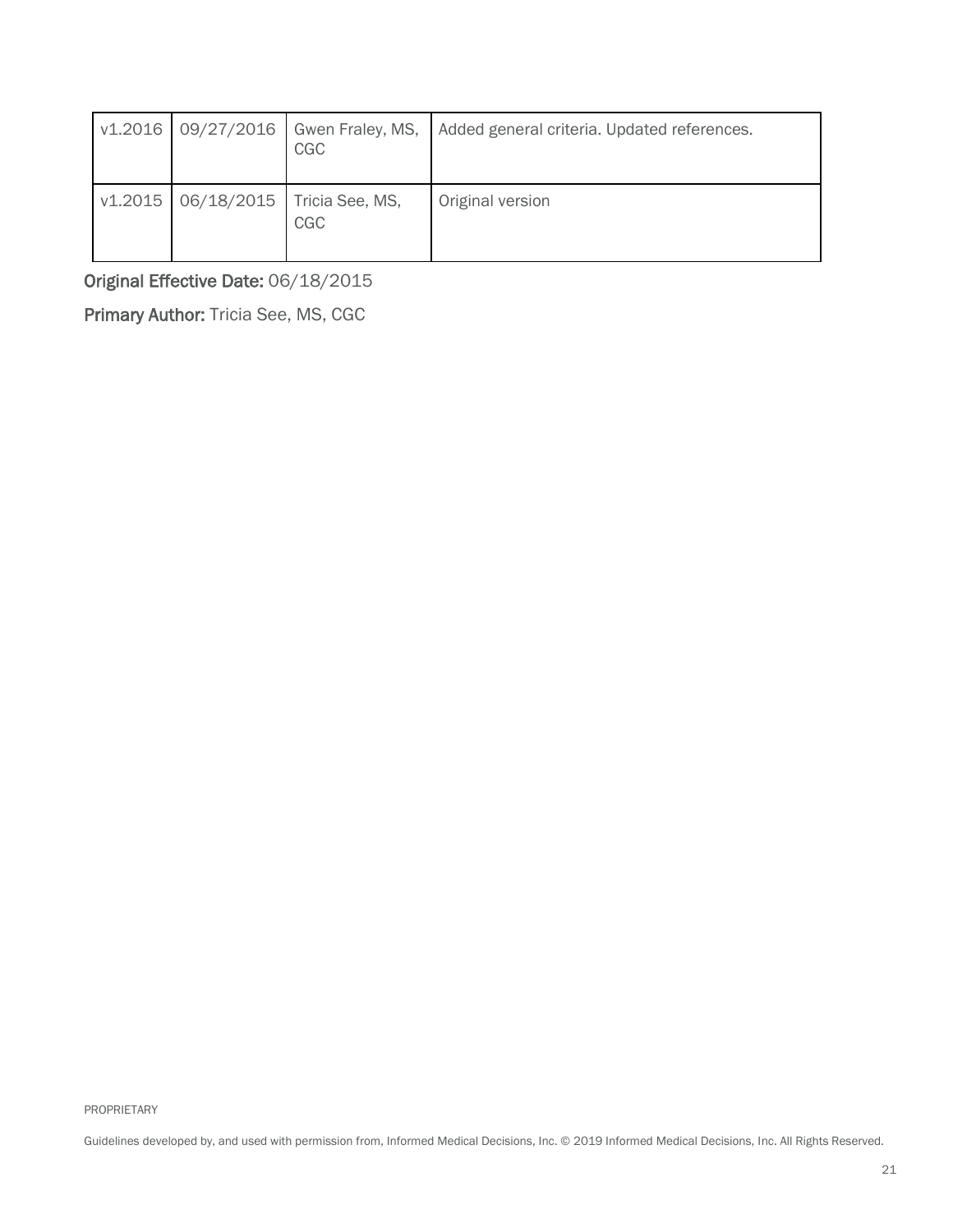| | | | |
|---|---|---|---|
| v1.2016 | 09/27/2016 | Gwen Fraley, MS, CGC | Added general criteria. Updated references. |
| v1.2015 | 06/18/2015 | Tricia See, MS, CGC | Original version |

**Original Effective Date:** 06/18/2015

**Primary Author:** Tricia See, MS, CGC

PROPRIETARY

Guidelines developed by, and used with permission from, Informed Medical Decisions, Inc. © 2019 Informed Medical Decisions, Inc. All Rights Reserved.